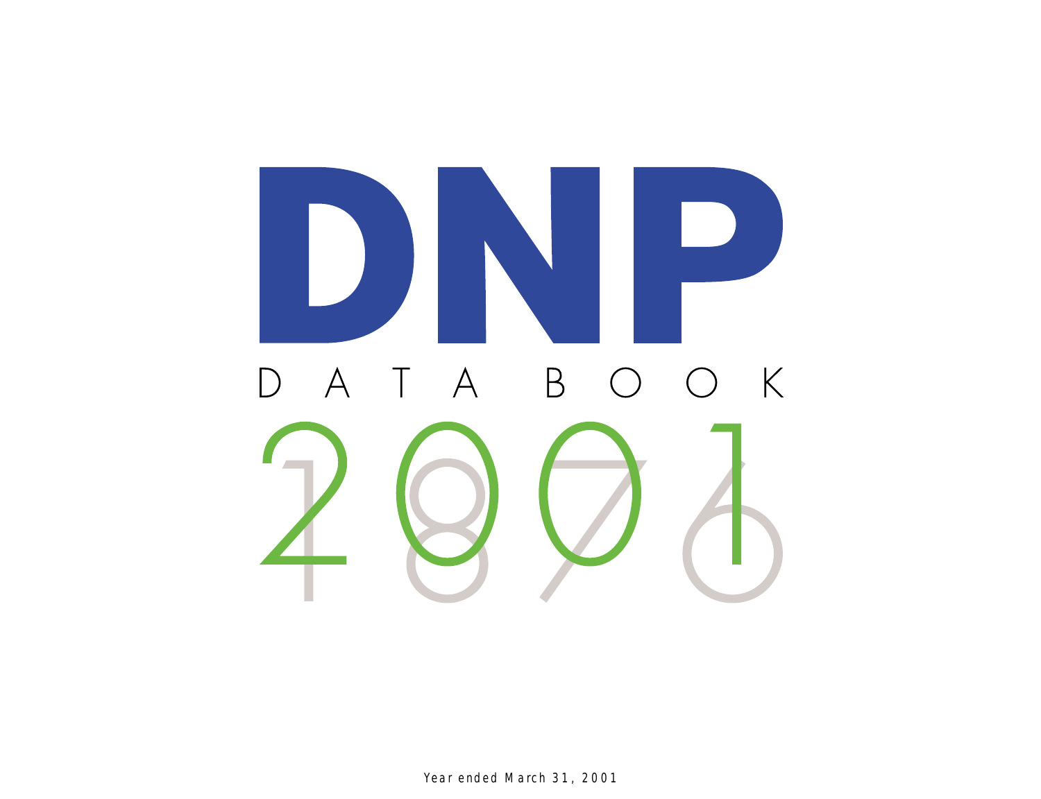# DNP

## DATA BOOK

## 2001

1876

Year ended March 31, 2001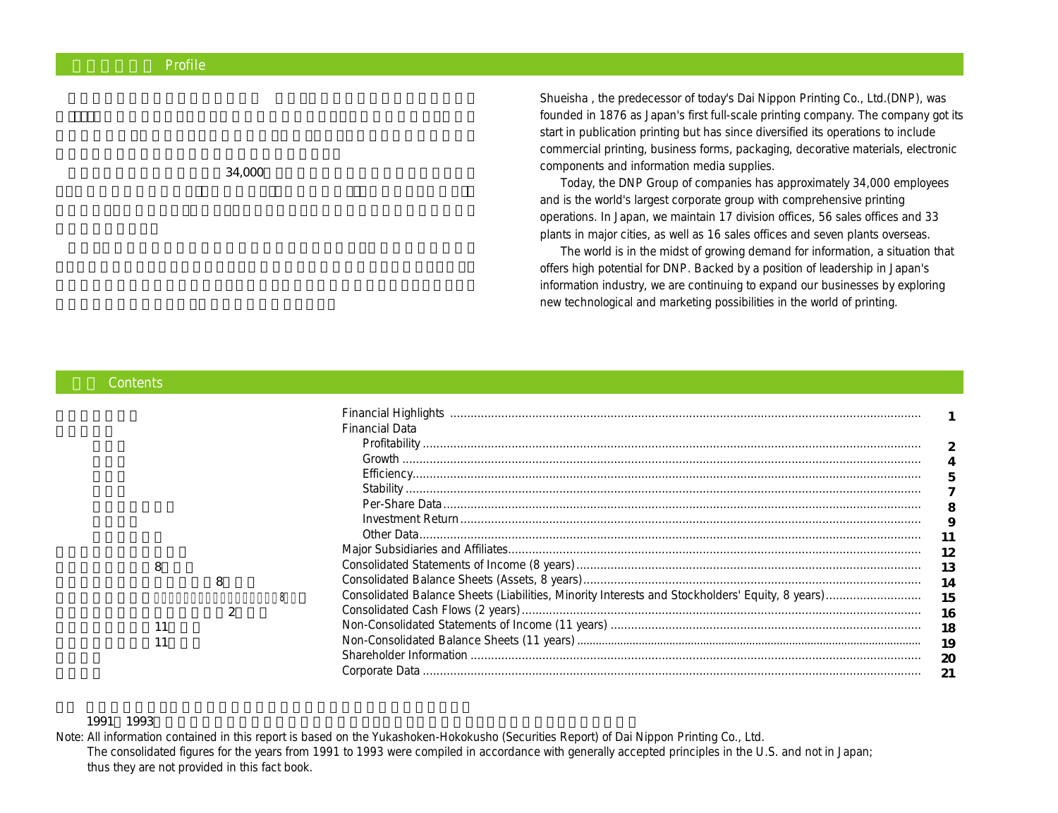## Profile

Shueisha , the predecessor of today's Dai Nippon Printing Co., Ltd.(DNP), was founded in 1876 as Japan's first full-scale printing company. The company got its start in publication printing but has since diversified its operations to include commercial printing, business forms, packaging, decorative materials, electronic components and information media supplies.

Today, the DNP Group of companies has approximately 34,000 employees and is the world's largest corporate group with comprehensive printing operations. In Japan, we maintain 17 division offices, 56 sales offices and 33 plants in major cities, as well as 16 sales offices and seven plants overseas.

The world is in the midst of growing demand for information, a situation that offers high potential for DNP. Backed by a position of leadership in Japan's information industry, we are continuing to expand our businesses by exploring new technological and marketing possibilities in the world of printing.

## Contents

| | |
|---|---|
| Financial Highlights | 1 |
| Financial Data | |
| Profitability | 2 |
| Growth | 4 |
| Efficiency | 5 |
| Stability | 7 |
| Per-Share Data | 8 |
| Investment Return | 9 |
| Other Data | 11 |
| Major Subsidiaries and Affiliates | 12 |
| Consolidated Statements of Income (8 years) | 13 |
| Consolidated Balance Sheets (Assets, 8 years) | 14 |
| Consolidated Balance Sheets (Liabilities, Minority Interests and Stockholders' Equity, 8 years) | 15 |
| Consolidated Cash Flows (2 years) | 16 |
| Non-Consolidated Statements of Income (11 years) | 18 |
| Non-Consolidated Balance Sheets (11 years) | 19 |
| Shareholder Information | 20 |
| Corporate Data | 21 |

Note: All information contained in this report is based on the Yukashoken-Hokokusho (Securities Report) of Dai Nippon Printing Co., Ltd.
The consolidated figures for the years from 1991 to 1993 were compiled in accordance with generally accepted principles in the U.S. and not in Japan; thus they are not provided in this fact book.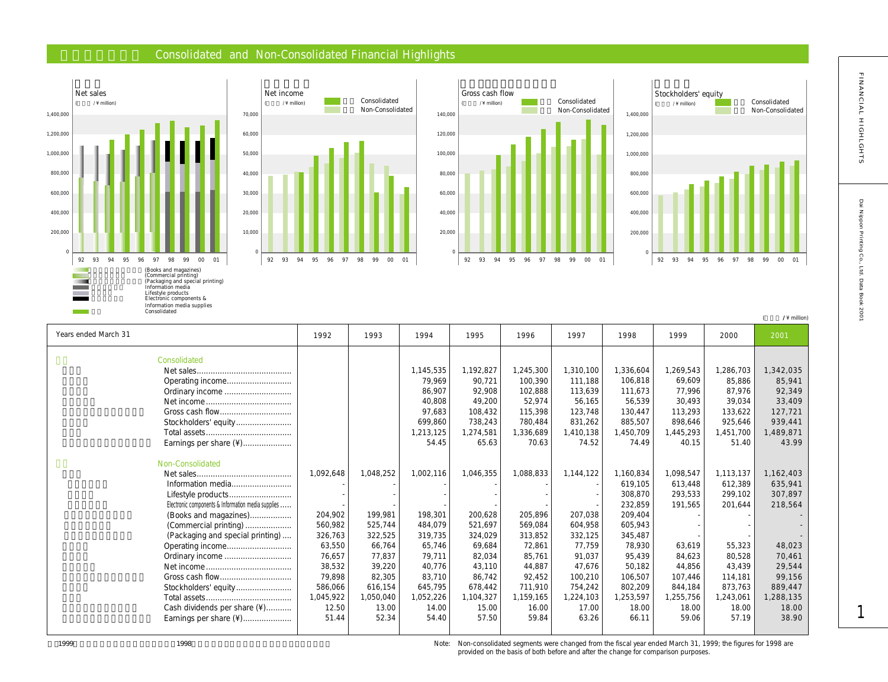## Consolidated and Non-Consolidated Financial Highlights

Net sales (/ ¥ million)

Net income (/ ¥ million) — Consolidated / Non-Consolidated

Gross cash flow (/ ¥ million) — Consolidated / Non-Consolidated

Stockholders' equity (/ ¥ million) — Consolidated / Non-Consolidated

(Books and magazines)
(Commercial printing)
(Packaging and special printing)
Information media
Lifestyle products
Electronic components & Information media supplies
Consolidated

(/ ¥ million)

| Years ended March 31 | 1992 | 1993 | 1994 | 1995 | 1996 | 1997 | 1998 | 1999 | 2000 | 2001 |
|---|---|---|---|---|---|---|---|---|---|---|
| **Consolidated** | | | | | | | | | | |
| Net sales | | | 1,145,535 | 1,192,827 | 1,245,300 | 1,310,100 | 1,336,604 | 1,269,543 | 1,286,703 | 1,342,035 |
| Operating income | | | 79,969 | 90,721 | 100,390 | 111,188 | 106,818 | 69,609 | 85,886 | 85,941 |
| Ordinary income | | | 86,907 | 92,908 | 102,888 | 113,639 | 111,673 | 77,996 | 87,976 | 92,349 |
| Net income | | | 40,808 | 49,200 | 52,974 | 56,165 | 56,539 | 30,493 | 39,034 | 33,409 |
| Gross cash flow | | | 97,683 | 108,432 | 115,398 | 123,748 | 130,447 | 113,293 | 133,622 | 127,721 |
| Stockholders' equity | | | 699,860 | 738,243 | 780,484 | 831,262 | 885,507 | 898,646 | 925,646 | 939,441 |
| Total assets | | | 1,213,125 | 1,274,581 | 1,336,689 | 1,410,138 | 1,450,709 | 1,445,293 | 1,451,700 | 1,489,871 |
| Earnings per share (¥) | | | 54.45 | 65.63 | 70.63 | 74.52 | 74.49 | 40.15 | 51.40 | 43.99 |
| **Non-Consolidated** | | | | | | | | | | |
| Net sales | 1,092,648 | 1,048,252 | 1,002,116 | 1,046,355 | 1,088,833 | 1,144,122 | 1,160,834 | 1,098,547 | 1,113,137 | 1,162,403 |
| Information media | - | - | - | - | - | - | 619,105 | 613,448 | 612,389 | 635,941 |
| Lifestyle products | - | - | - | - | - | - | 308,870 | 293,533 | 299,102 | 307,897 |
| Electronic components & Information media supplies | - | - | - | - | - | - | 232,859 | 191,565 | 201,644 | 218,564 |
| (Books and magazines) | 204,902 | 199,981 | 198,301 | 200,628 | 205,896 | 207,038 | 209,404 | - | - | - |
| (Commercial printing) | 560,982 | 525,744 | 484,079 | 521,697 | 569,084 | 604,958 | 605,943 | - | - | - |
| (Packaging and special printing) | 326,763 | 322,525 | 319,735 | 324,029 | 313,852 | 332,125 | 345,487 | - | - | - |
| Operating income | 63,550 | 66,764 | 65,746 | 69,684 | 72,861 | 77,759 | 78,930 | 63,619 | 55,323 | 48,023 |
| Ordinary income | 76,657 | 77,837 | 79,711 | 82,034 | 85,761 | 91,037 | 95,439 | 84,623 | 80,528 | 70,461 |
| Net income | 38,532 | 39,220 | 40,776 | 43,110 | 44,887 | 47,676 | 50,182 | 44,856 | 43,439 | 29,544 |
| Gross cash flow | 79,898 | 82,305 | 83,710 | 86,742 | 92,452 | 100,210 | 106,507 | 107,446 | 114,181 | 99,156 |
| Stockholders' equity | 586,066 | 616,154 | 645,795 | 678,442 | 711,910 | 754,242 | 802,209 | 844,184 | 873,763 | 889,447 |
| Total assets | 1,045,922 | 1,050,040 | 1,052,226 | 1,104,327 | 1,159,165 | 1,224,103 | 1,253,597 | 1,255,756 | 1,243,061 | 1,288,135 |
| Cash dividends per share (¥) | 12.50 | 13.00 | 14.00 | 15.00 | 16.00 | 17.00 | 18.00 | 18.00 | 18.00 | 18.00 |
| Earnings per share (¥) | 51.44 | 52.34 | 54.40 | 57.50 | 59.84 | 63.26 | 66.11 | 59.06 | 57.19 | 38.90 |

Note: Non-consolidated segments were changed from the fiscal year ended March 31, 1999; the figures for 1998 are provided on the basis of both before and after the change for comparison purposes.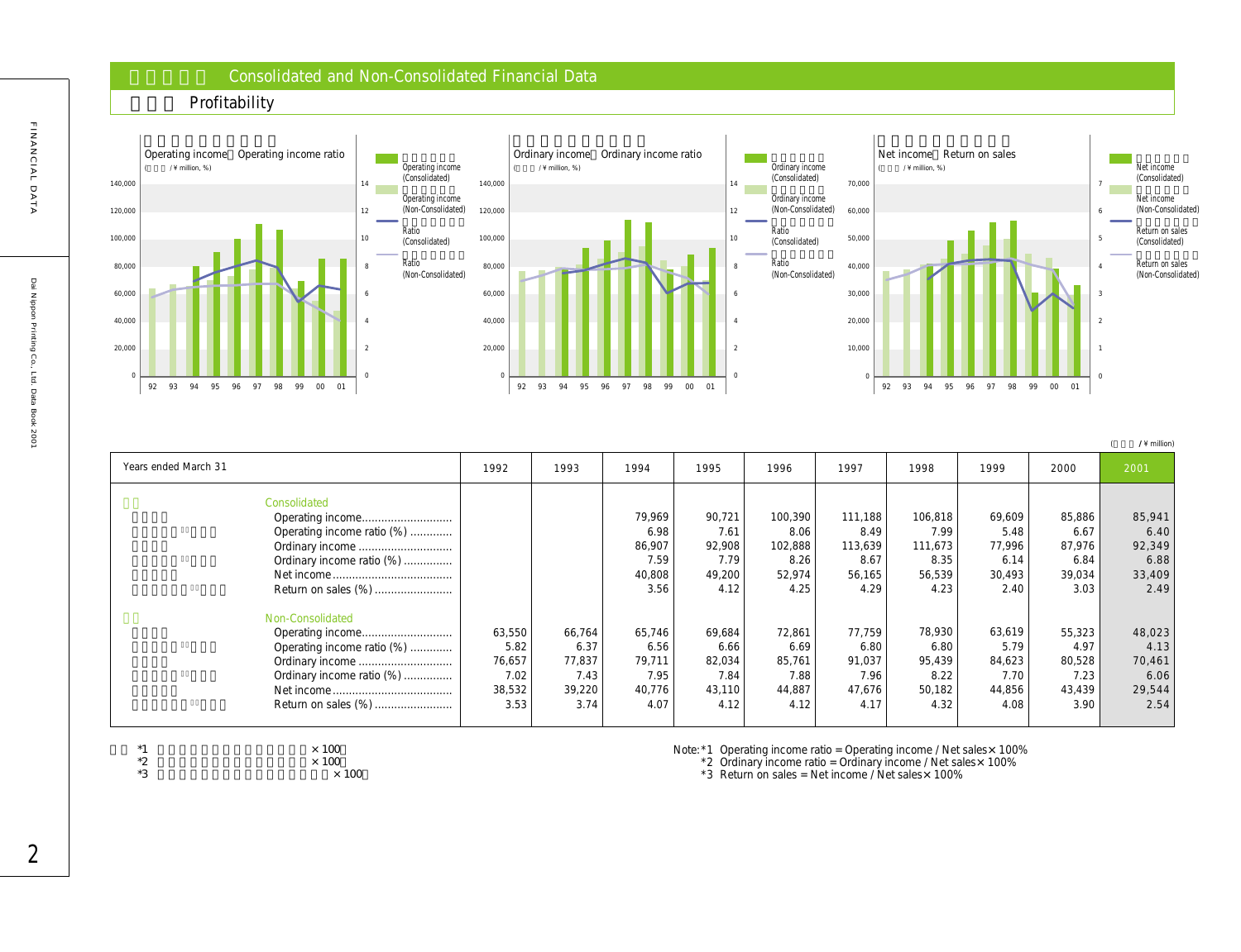## Consolidated and Non-Consolidated Financial Data

### Profitability

(/ ¥ million)

| Years ended March 31 | 1992 | 1993 | 1994 | 1995 | 1996 | 1997 | 1998 | 1999 | 2000 | 2001 |
|---|---|---|---|---|---|---|---|---|---|---|
| **Consolidated** | | | | | | | | | | |
| Operating income | | | 79,969 | 90,721 | 100,390 | 111,188 | 106,818 | 69,609 | 85,886 | 85,941 |
| Operating income ratio (%) | | | 6.98 | 7.61 | 8.06 | 8.49 | 7.99 | 5.48 | 6.67 | 6.40 |
| Ordinary income | | | 86,907 | 92,908 | 102,888 | 113,639 | 111,673 | 77,996 | 87,976 | 92,349 |
| Ordinary income ratio (%) | | | 7.59 | 7.79 | 8.26 | 8.67 | 8.35 | 6.14 | 6.84 | 6.88 |
| Net income | | | 40,808 | 49,200 | 52,974 | 56,165 | 56,539 | 30,493 | 39,034 | 33,409 |
| Return on sales (%) | | | 3.56 | 4.12 | 4.25 | 4.29 | 4.23 | 2.40 | 3.03 | 2.49 |
| **Non-Consolidated** | | | | | | | | | | |
| Operating income | 63,550 | 66,764 | 65,746 | 69,684 | 72,861 | 77,759 | 78,930 | 63,619 | 55,323 | 48,023 |
| Operating income ratio (%) | 5.82 | 6.37 | 6.56 | 6.66 | 6.69 | 6.80 | 6.80 | 5.79 | 4.97 | 4.13 |
| Ordinary income | 76,657 | 77,837 | 79,711 | 82,034 | 85,761 | 91,037 | 95,439 | 84,623 | 80,528 | 70,461 |
| Ordinary income ratio (%) | 7.02 | 7.43 | 7.95 | 7.84 | 7.88 | 7.96 | 8.22 | 7.70 | 7.23 | 6.06 |
| Net income | 38,532 | 39,220 | 40,776 | 43,110 | 44,887 | 47,676 | 50,182 | 44,856 | 43,439 | 29,544 |
| Return on sales (%) | 3.53 | 3.74 | 4.07 | 4.12 | 4.12 | 4.17 | 4.32 | 4.08 | 3.90 | 2.54 |

Note: *1 Operating income ratio = Operating income / Net sales × 100%
*2 Ordinary income ratio = Ordinary income / Net sales × 100%
*3 Return on sales = Net income / Net sales × 100%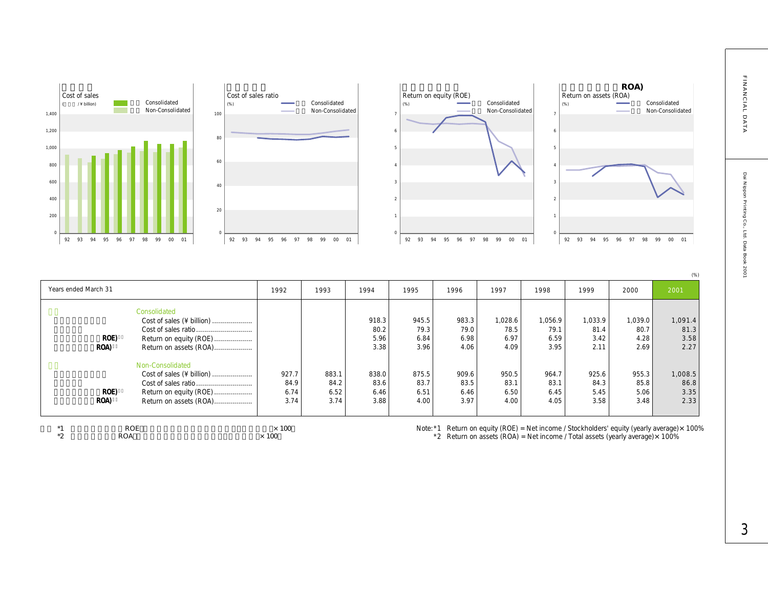Cost of sales

(¥ billion)

Consolidated
Non-Consolidated

Cost of sales ratio

(%)

Consolidated
Non-Consolidated

Return on equity (ROE)

(%)

Consolidated
Non-Consolidated

ROA)
Return on assets (ROA)

(%)

Consolidated
Non-Consolidated

(%)

| Years ended March 31 | 1992 | 1993 | 1994 | 1995 | 1996 | 1997 | 1998 | 1999 | 2000 | 2001 |
|---|---|---|---|---|---|---|---|---|---|---|
| **Consolidated** | | | | | | | | | | |
| Cost of sales (¥ billion) | | | 918.3 | 945.5 | 983.3 | 1,028.6 | 1,056.9 | 1,033.9 | 1,039.0 | 1,091.4 |
| Cost of sales ratio | | | 80.2 | 79.3 | 79.0 | 78.5 | 79.1 | 81.4 | 80.7 | 81.3 |
| Return on equity (ROE) | | | 5.96 | 6.84 | 6.98 | 6.97 | 6.59 | 3.42 | 4.28 | 3.58 |
| Return on assets (ROA) | | | 3.38 | 3.96 | 4.06 | 4.09 | 3.95 | 2.11 | 2.69 | 2.27 |
| **Non-Consolidated** | | | | | | | | | | |
| Cost of sales (¥ billion) | 927.7 | 883.1 | 838.0 | 875.5 | 909.6 | 950.5 | 964.7 | 925.6 | 955.3 | 1,008.5 |
| Cost of sales ratio | 84.9 | 84.2 | 83.6 | 83.7 | 83.5 | 83.1 | 83.1 | 84.3 | 85.8 | 86.8 |
| Return on equity (ROE) | 6.74 | 6.52 | 6.46 | 6.51 | 6.46 | 6.50 | 6.45 | 5.45 | 5.06 | 3.35 |
| Return on assets (ROA) | 3.74 | 3.74 | 3.88 | 4.00 | 3.97 | 4.00 | 4.05 | 3.58 | 3.48 | 2.33 |

Note: *1 Return on equity (ROE) = Net income / Stockholders' equity (yearly average) × 100%
*2 Return on assets (ROA) = Net income / Total assets (yearly average) × 100%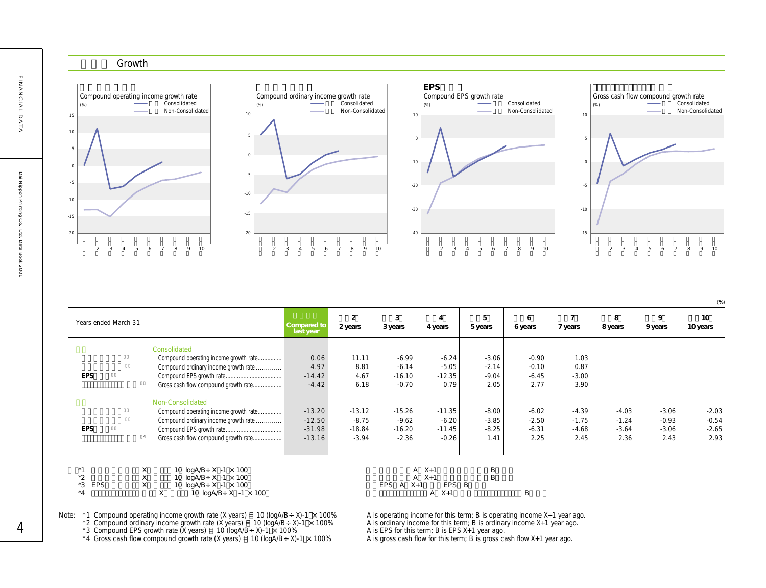## Growth

### Compound operating income growth rate

(%) — Consolidated / Non-Consolidated

### Compound ordinary income growth rate

(%) — Consolidated / Non-Consolidated

### EPS
Compound EPS growth rate

(%) — Consolidated / Non-Consolidated

### Gross cash flow compound growth rate

(%) — Consolidated / Non-Consolidated

(%)

| Years ended March 31 | Compared to last year | 2 years | 3 years | 4 years | 5 years | 6 years | 7 years | 8 years | 9 years | 10 years |
|---|---|---|---|---|---|---|---|---|---|---|
| **Consolidated** | | | | | | | | | | |
| Compound operating income growth rate | 0.06 | 11.11 | -6.99 | -6.24 | -3.06 | -0.90 | 1.03 | | | |
| Compound ordinary income growth rate | 4.97 | 8.81 | -6.14 | -5.05 | -2.14 | -0.10 | 0.87 | | | |
| EPS Compound EPS growth rate | -14.42 | 4.67 | -16.10 | -12.35 | -9.04 | -6.45 | -3.00 | | | |
| Gross cash flow compound growth rate | -4.42 | 6.18 | -0.70 | 0.79 | 2.05 | 2.77 | 3.90 | | | |
| **Non-Consolidated** | | | | | | | | | | |
| Compound operating income growth rate | -13.20 | -13.12 | -15.26 | -11.35 | -8.00 | -6.02 | -4.39 | -4.03 | -3.06 | -2.03 |
| Compound ordinary income growth rate | -12.50 | -8.75 | -9.62 | -6.20 | -3.85 | -2.50 | -1.75 | -1.24 | -0.93 | -0.54 |
| EPS Compound EPS growth rate | -31.98 | -18.84 | -16.20 | -11.45 | -8.25 | -6.31 | -4.68 | -3.64 | -3.06 | -2.65 |
| Gross cash flow compound growth rate*4 | -13.16 | -3.94 | -2.36 | -0.26 | 1.41 | 2.25 | 2.45 | 2.36 | 2.43 | 2.93 |

Note: *1 Compound operating income growth rate (X years) = 10 (logA/B ÷ X)-1 × 100% — A is operating income for this term; B is operating income X+1 year ago.

*2 Compound ordinary income growth rate (X years) = 10 (logA/B ÷ X)-1 × 100% — A is ordinary income for this term; B is ordinary income X+1 year ago.

*3 Compound EPS growth rate (X years) = 10 (logA/B ÷ X)-1 × 100% — A is EPS for this term; B is EPS X+1 year ago.

*4 Gross cash flow compound growth rate (X years) = 10 (logA/B ÷ X)-1 × 100% — A is gross cash flow for this term; B is gross cash flow X+1 year ago.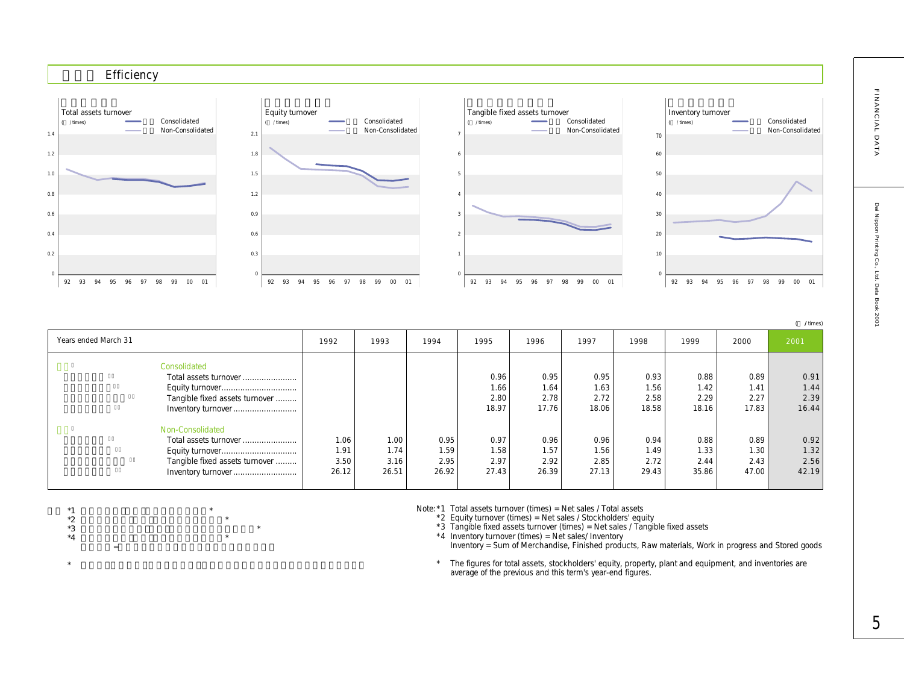# Efficiency

## Total assets turnover

(times)

Consolidated / Non-Consolidated

## Equity turnover

(times)

Consolidated / Non-Consolidated

## Tangible fixed assets turnover

(times)

Consolidated / Non-Consolidated

## Inventory turnover

(times)

Consolidated / Non-Consolidated

(times)

| Years ended March 31 | 1992 | 1993 | 1994 | 1995 | 1996 | 1997 | 1998 | 1999 | 2000 | 2001 |
|---|---|---|---|---|---|---|---|---|---|---|
| **Consolidated** | | | | | | | | | | |
| Total assets turnover | | | | 0.96 | 0.95 | 0.95 | 0.93 | 0.88 | 0.89 | 0.91 |
| Equity turnover | | | | 1.66 | 1.64 | 1.63 | 1.56 | 1.42 | 1.41 | 1.44 |
| Tangible fixed assets turnover | | | | 2.80 | 2.78 | 2.72 | 2.58 | 2.29 | 2.27 | 2.39 |
| Inventory turnover | | | | 18.97 | 17.76 | 18.06 | 18.58 | 18.16 | 17.83 | 16.44 |
| **Non-Consolidated** | | | | | | | | | | |
| Total assets turnover | 1.06 | 1.00 | 0.95 | 0.97 | 0.96 | 0.96 | 0.94 | 0.88 | 0.89 | 0.92 |
| Equity turnover | 1.91 | 1.74 | 1.59 | 1.58 | 1.57 | 1.56 | 1.49 | 1.33 | 1.30 | 1.32 |
| Tangible fixed assets turnover | 3.50 | 3.16 | 2.95 | 2.97 | 2.92 | 2.85 | 2.72 | 2.44 | 2.43 | 2.56 |
| Inventory turnover | 26.12 | 26.51 | 26.92 | 27.43 | 26.39 | 27.13 | 29.43 | 35.86 | 47.00 | 42.19 |

Note: *1 Total assets turnover (times) = Net sales / Total assets
*2 Equity turnover (times) = Net sales / Stockholders' equity
*3 Tangible fixed assets turnover (times) = Net sales / Tangible fixed assets
*4 Inventory turnover (times) = Net sales/ Inventory
Inventory = Sum of Merchandise, Finished products, Raw materials, Work in progress and Stored goods

\* The figures for total assets, stockholders' equity, property, plant and equipment, and inventories are average of the previous and this term's year-end figures.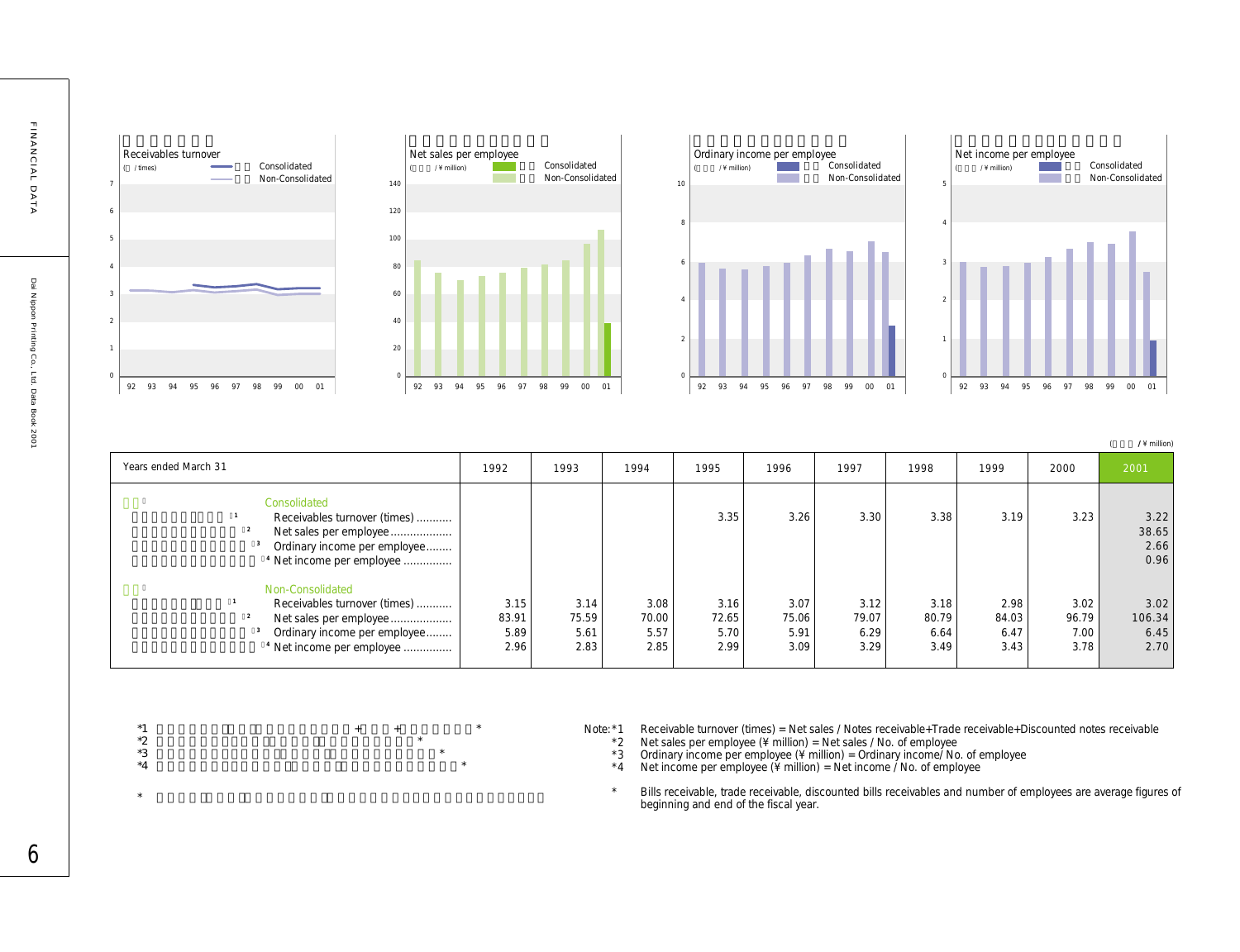Receivables turnover

( / times)

Consolidated / Non-Consolidated

Net sales per employee

( / ¥ million)

Consolidated / Non-Consolidated

Ordinary income per employee

( / ¥ million)

Consolidated / Non-Consolidated

Net income per employee

( / ¥ million)

Consolidated / Non-Consolidated

( / ¥ million)

| Years ended March 31 | 1992 | 1993 | 1994 | 1995 | 1996 | 1997 | 1998 | 1999 | 2000 | 2001 |
|---|---|---|---|---|---|---|---|---|---|---|
| **Consolidated** | | | | | | | | | | |
| Receivables turnover (times) *1 | | | | 3.35 | 3.26 | 3.30 | 3.38 | 3.19 | 3.23 | 3.22 |
| Net sales per employee *2 | | | | | | | | | | 38.65 |
| Ordinary income per employee *3 | | | | | | | | | | 2.66 |
| Net income per employee *4 | | | | | | | | | | 0.96 |
| **Non-Consolidated** | | | | | | | | | | |
| Receivables turnover (times) *1 | 3.15 | 3.14 | 3.08 | 3.16 | 3.07 | 3.12 | 3.18 | 2.98 | 3.02 | 3.02 |
| Net sales per employee *2 | 83.91 | 75.59 | 70.00 | 72.65 | 75.06 | 79.07 | 80.79 | 84.03 | 96.79 | 106.34 |
| Ordinary income per employee *3 | 5.89 | 5.61 | 5.57 | 5.70 | 5.91 | 6.29 | 6.64 | 6.47 | 7.00 | 6.45 |
| Net income per employee *4 | 2.96 | 2.83 | 2.85 | 2.99 | 3.09 | 3.29 | 3.49 | 3.43 | 3.78 | 2.70 |

Note: *1 Receivable turnover (times) = Net sales / Notes receivable+Trade receivable+Discounted notes receivable

*2 Net sales per employee (¥ million) = Net sales / No. of employee

*3 Ordinary income per employee (¥ million) = Ordinary income/ No. of employee

*4 Net income per employee (¥ million) = Net income / No. of employee

\* Bills receivable, trade receivable, discounted bills receivables and number of employees are average figures of beginning and end of the fiscal year.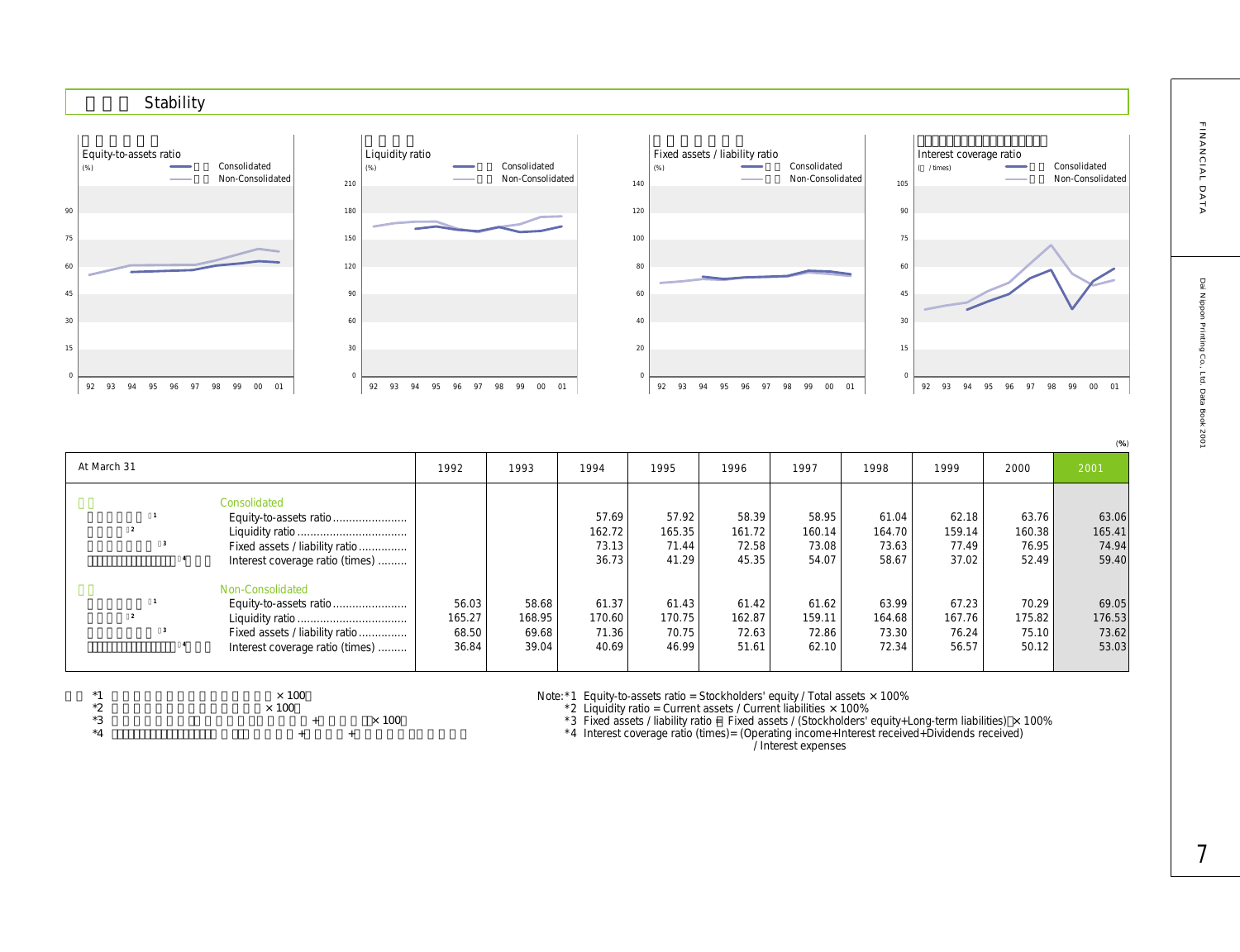## Stability

Equity-to-assets ratio (%) — Consolidated / Non-Consolidated

Liquidity ratio (%) — Consolidated / Non-Consolidated

Fixed assets / liability ratio (%) — Consolidated / Non-Consolidated

Interest coverage ratio (times) — Consolidated / Non-Consolidated

(%)

| At March 31 | 1992 | 1993 | 1994 | 1995 | 1996 | 1997 | 1998 | 1999 | 2000 | 2001 |
|---|---|---|---|---|---|---|---|---|---|---|
| **Consolidated** | | | | | | | | | | |
| Equity-to-assets ratio*1 | | | 57.69 | 57.92 | 58.39 | 58.95 | 61.04 | 62.18 | 63.76 | 63.06 |
| Liquidity ratio*2 | | | 162.72 | 165.35 | 161.72 | 160.14 | 164.70 | 159.14 | 160.38 | 165.41 |
| Fixed assets / liability ratio*3 | | | 73.13 | 71.44 | 72.58 | 73.08 | 73.63 | 77.49 | 76.95 | 74.94 |
| Interest coverage ratio (times)*4 | | | 36.73 | 41.29 | 45.35 | 54.07 | 58.67 | 37.02 | 52.49 | 59.40 |
| **Non-Consolidated** | | | | | | | | | | |
| Equity-to-assets ratio*1 | 56.03 | 58.68 | 61.37 | 61.43 | 61.42 | 61.62 | 63.99 | 67.23 | 70.29 | 69.05 |
| Liquidity ratio*2 | 165.27 | 168.95 | 170.60 | 170.75 | 162.87 | 159.11 | 164.68 | 167.76 | 175.82 | 176.53 |
| Fixed assets / liability ratio*3 | 68.50 | 69.68 | 71.36 | 70.75 | 72.63 | 72.86 | 73.30 | 76.24 | 75.10 | 73.62 |
| Interest coverage ratio (times)*4 | 36.84 | 39.04 | 40.69 | 46.99 | 51.61 | 62.10 | 72.34 | 56.57 | 50.12 | 53.03 |

Note: *1 Equity-to-assets ratio = Stockholders' equity / Total assets × 100%
*2 Liquidity ratio = Current assets / Current liabilities × 100%
*3 Fixed assets / liability ratio = Fixed assets / (Stockholders' equity+Long-term liabilities) × 100%
*4 Interest coverage ratio (times)= (Operating income+Interest received+Dividends received) / Interest expenses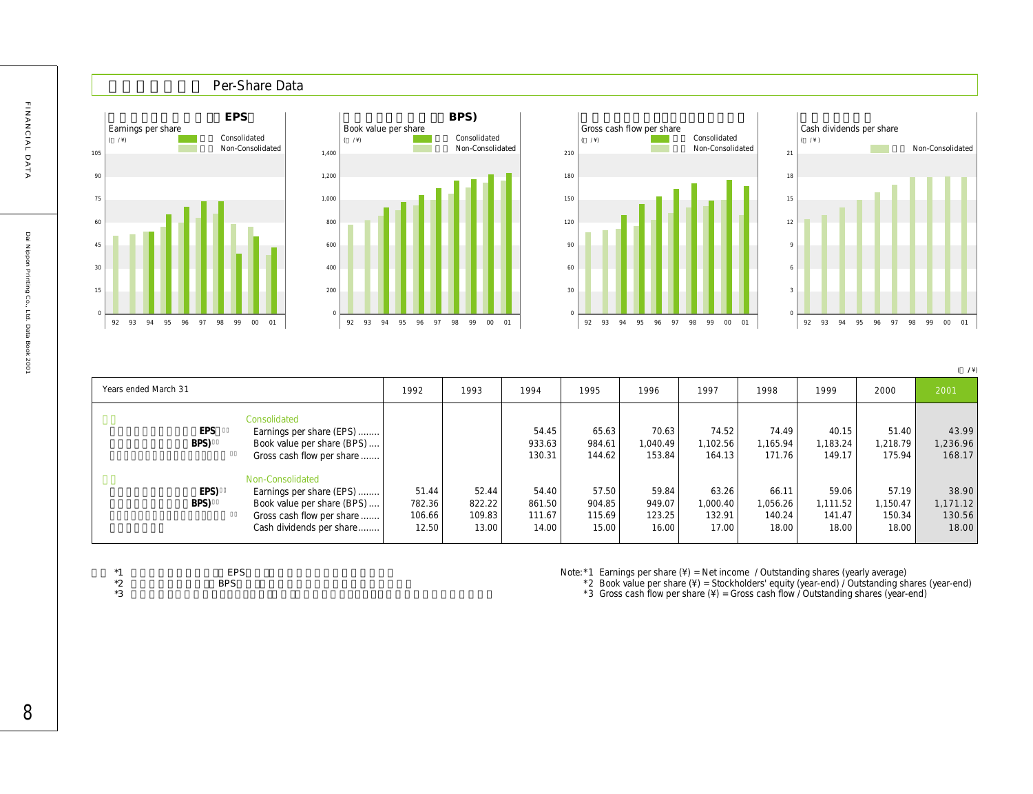## Per-Share Data

### EPS
Earnings per share
(¥)
Consolidated
Non-Consolidated

### BPS)
Book value per share
(¥)
Consolidated
Non-Consolidated

### Gross cash flow per share
(¥)
Consolidated
Non-Consolidated

### Cash dividends per share
(¥)
Non-Consolidated

(¥)

| Years ended March 31 | 1992 | 1993 | 1994 | 1995 | 1996 | 1997 | 1998 | 1999 | 2000 | 2001 |
|---|---|---|---|---|---|---|---|---|---|---|
| **Consolidated** | | | | | | | | | | |
| Earnings per share (EPS) *1 | | | 54.45 | 65.63 | 70.63 | 74.52 | 74.49 | 40.15 | 51.40 | 43.99 |
| Book value per share (BPS) *2 | | | 933.63 | 984.61 | 1,040.49 | 1,102.56 | 1,165.94 | 1,183.24 | 1,218.79 | 1,236.96 |
| Gross cash flow per share *3 | | | 130.31 | 144.62 | 153.84 | 164.13 | 171.76 | 149.17 | 175.94 | 168.17 |
| **Non-Consolidated** | | | | | | | | | | |
| Earnings per share (EPS) *1 | 51.44 | 52.44 | 54.40 | 57.50 | 59.84 | 63.26 | 66.11 | 59.06 | 57.19 | 38.90 |
| Book value per share (BPS) *2 | 782.36 | 822.22 | 861.50 | 904.85 | 949.07 | 1,000.40 | 1,056.26 | 1,111.52 | 1,150.47 | 1,171.12 |
| Gross cash flow per share *3 | 106.66 | 109.83 | 111.67 | 115.69 | 123.25 | 132.91 | 140.24 | 141.47 | 150.34 | 130.56 |
| Cash dividends per share | 12.50 | 13.00 | 14.00 | 15.00 | 16.00 | 17.00 | 18.00 | 18.00 | 18.00 | 18.00 |

Note: *1 Earnings per share (¥) = Net income / Outstanding shares (yearly average)
*2 Book value per share (¥) = Stockholders' equity (year-end) / Outstanding shares (year-end)
*3 Gross cash flow per share (¥) = Gross cash flow / Outstanding shares (year-end)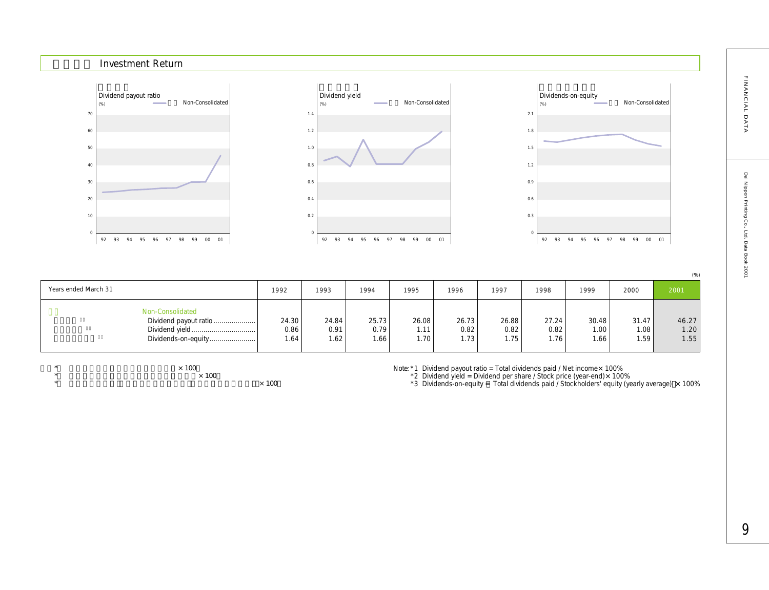## Investment Return

Dividend payout ratio (%) — Non-Consolidated

Dividend yield (%) — Non-Consolidated

Dividends-on-equity (%) — Non-Consolidated

(%)

| Years ended March 31 | 1992 | 1993 | 1994 | 1995 | 1996 | 1997 | 1998 | 1999 | 2000 | 2001 |
|---|---|---|---|---|---|---|---|---|---|---|
| Non-Consolidated | | | | | | | | | | |
| Dividend payout ratio | 24.30 | 24.84 | 25.73 | 26.08 | 26.73 | 26.88 | 27.24 | 30.48 | 31.47 | 46.27 |
| Dividend yield | 0.86 | 0.91 | 0.79 | 1.11 | 0.82 | 0.82 | 0.82 | 1.00 | 1.08 | 1.20 |
| Dividends-on-equity | 1.64 | 1.62 | 1.66 | 1.70 | 1.73 | 1.75 | 1.76 | 1.66 | 1.59 | 1.55 |

Note: *1 Dividend payout ratio = Total dividends paid / Net income × 100%
*2 Dividend yield = Dividend per share / Stock price (year-end) × 100%
*3 Dividends-on-equity = Total dividends paid / Stockholders' equity (yearly average) × 100%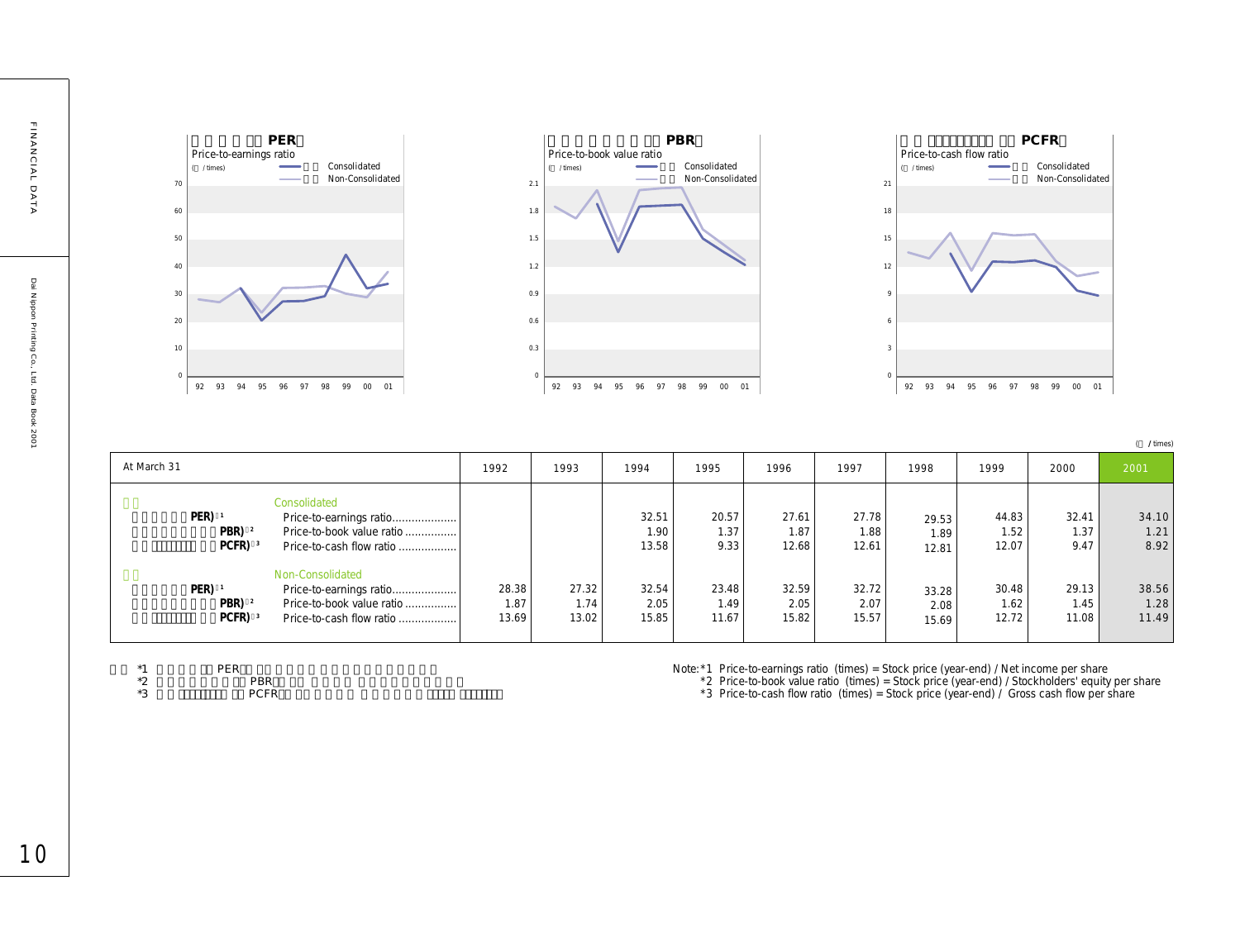## PER
Price-to-earnings ratio

## PBR
Price-to-book value ratio

## PCFR
Price-to-cash flow ratio

( / times)

| At March 31 | | 1992 | 1993 | 1994 | 1995 | 1996 | 1997 | 1998 | 1999 | 2000 | 2001 |
|---|---|---|---|---|---|---|---|---|---|---|---|
| | Consolidated | | | | | | | | | | |
| PER) *1 | Price-to-earnings ratio | | | 32.51 | 20.57 | 27.61 | 27.78 | 29.53 | 44.83 | 32.41 | 34.10 |
| PBR) *2 | Price-to-book value ratio | | | 1.90 | 1.37 | 1.87 | 1.88 | 1.89 | 1.52 | 1.37 | 1.21 |
| PCFR) *3 | Price-to-cash flow ratio | | | 13.58 | 9.33 | 12.68 | 12.61 | 12.81 | 12.07 | 9.47 | 8.92 |
| | Non-Consolidated | | | | | | | | | | |
| PER) *1 | Price-to-earnings ratio | 28.38 | 27.32 | 32.54 | 23.48 | 32.59 | 32.72 | 33.28 | 30.48 | 29.13 | 38.56 |
| PBR) *2 | Price-to-book value ratio | 1.87 | 1.74 | 2.05 | 1.49 | 2.05 | 2.07 | 2.08 | 1.62 | 1.45 | 1.28 |
| PCFR) *3 | Price-to-cash flow ratio | 13.69 | 13.02 | 15.85 | 11.67 | 15.82 | 15.57 | 15.69 | 12.72 | 11.08 | 11.49 |

Note: *1 Price-to-earnings ratio (times) = Stock price (year-end) / Net income per share
*2 Price-to-book value ratio (times) = Stock price (year-end) / Stockholders' equity per share
*3 Price-to-cash flow ratio (times) = Stock price (year-end) / Gross cash flow per share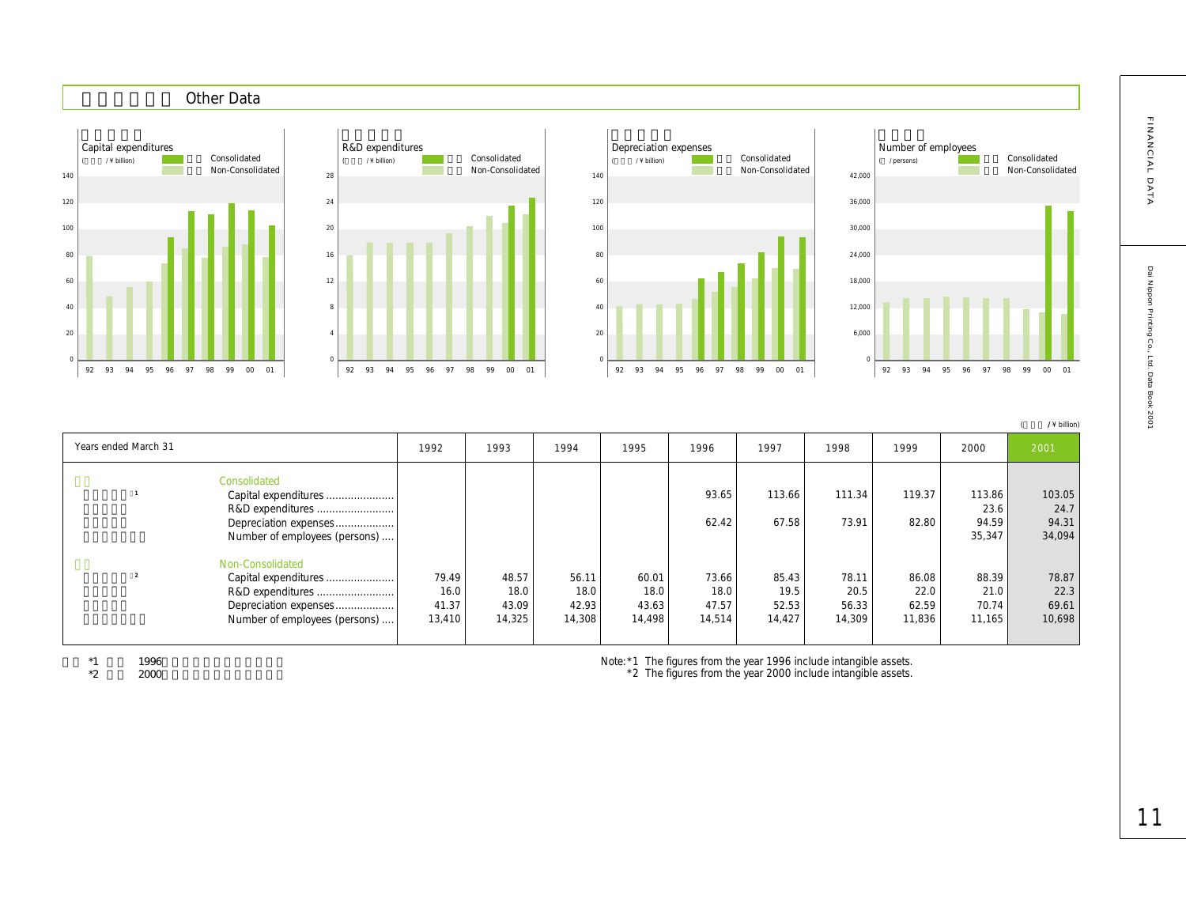## Other Data

Capital expenditures (¥ billion) — Consolidated / Non-Consolidated

R&D expenditures (¥ billion) — Consolidated / Non-Consolidated

Depreciation expenses (¥ billion) — Consolidated / Non-Consolidated

Number of employees (persons) — Consolidated / Non-Consolidated

(¥ billion)

| Years ended March 31 | 1992 | 1993 | 1994 | 1995 | 1996 | 1997 | 1998 | 1999 | 2000 | 2001 |
|---|---|---|---|---|---|---|---|---|---|---|
| **Consolidated** | | | | | | | | | | |
| Capital expenditures*1 | | | | | 93.65 | 113.66 | 111.34 | 119.37 | 113.86 | 103.05 |
| R&D expenditures | | | | | | | | | 23.6 | 24.7 |
| Depreciation expenses | | | | | 62.42 | 67.58 | 73.91 | 82.80 | 94.59 | 94.31 |
| Number of employees (persons) | | | | | | | | | 35,347 | 34,094 |
| **Non-Consolidated** | | | | | | | | | | |
| Capital expenditures*2 | 79.49 | 48.57 | 56.11 | 60.01 | 73.66 | 85.43 | 78.11 | 86.08 | 88.39 | 78.87 |
| R&D expenditures | 16.0 | 18.0 | 18.0 | 18.0 | 18.0 | 19.5 | 20.5 | 22.0 | 21.0 | 22.3 |
| Depreciation expenses | 41.37 | 43.09 | 42.93 | 43.63 | 47.57 | 52.53 | 56.33 | 62.59 | 70.74 | 69.61 |
| Number of employees (persons) | 13,410 | 14,325 | 14,308 | 14,498 | 14,514 | 14,427 | 14,309 | 11,836 | 11,165 | 10,698 |

Note: *1 The figures from the year 1996 include intangible assets.
*2 The figures from the year 2000 include intangible assets.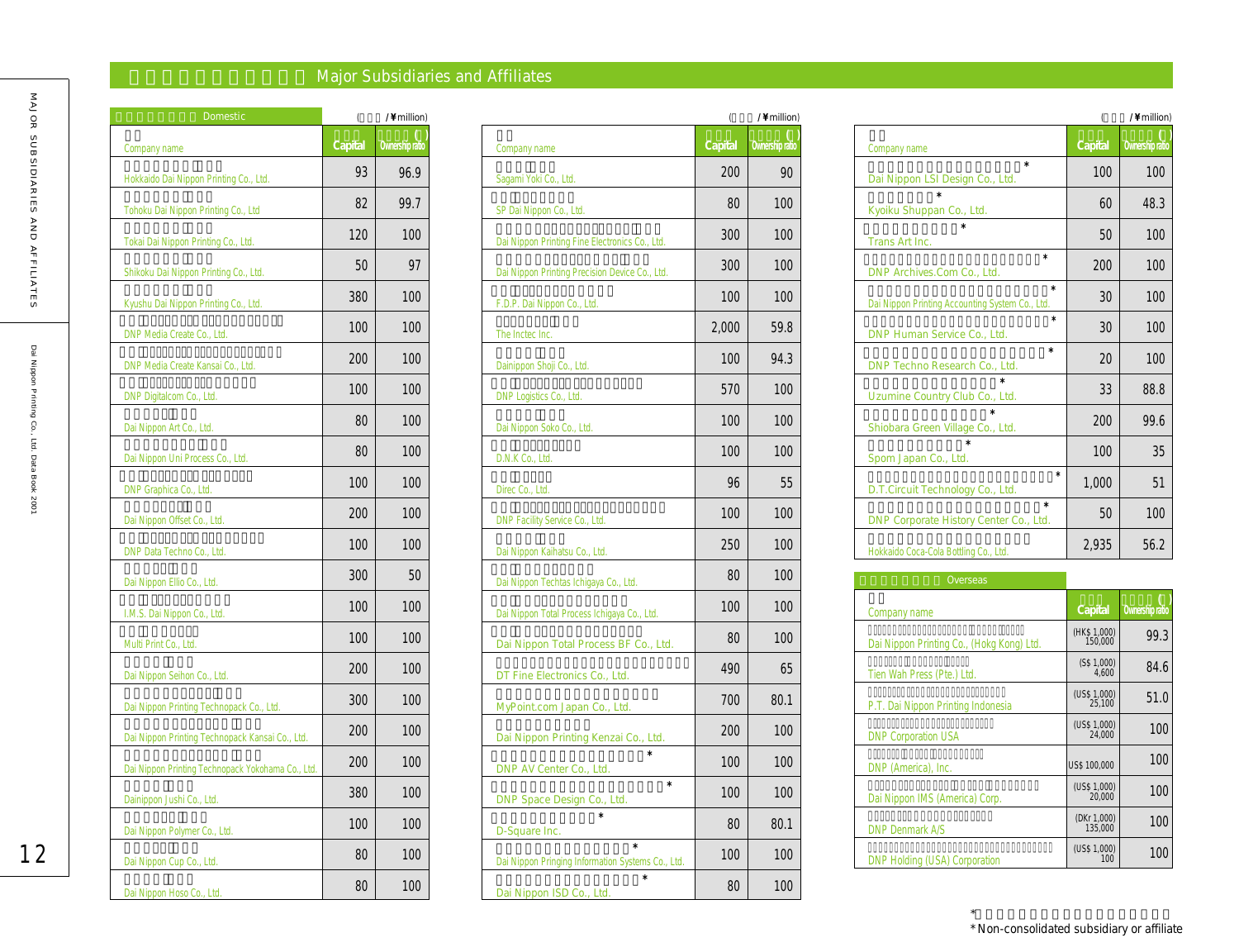# Major Subsidiaries and Affiliates

## Domestic

(¥million)

| Company name | Capital | Ownership ratio (%) |
|---|---|---|
| Hokkaido Dai Nippon Printing Co., Ltd. | 93 | 96.9 |
| Tohoku Dai Nippon Printing Co., Ltd | 82 | 99.7 |
| Tokai Dai Nippon Printing Co., Ltd. | 120 | 100 |
| Shikoku Dai Nippon Printing Co., Ltd. | 50 | 97 |
| Kyushu Dai Nippon Printing Co., Ltd. | 380 | 100 |
| DNP Media Create Co., Ltd. | 100 | 100 |
| DNP Media Create Kansai Co., Ltd. | 200 | 100 |
| DNP Digitalcom Co., Ltd. | 100 | 100 |
| Dai Nippon Art Co., Ltd. | 80 | 100 |
| Dai Nippon Uni Process Co., Ltd. | 80 | 100 |
| DNP Graphica Co., Ltd. | 100 | 100 |
| Dai Nippon Offset Co., Ltd. | 200 | 100 |
| DNP Data Techno Co., Ltd. | 100 | 100 |
| Dai Nippon Ellio Co., Ltd. | 300 | 50 |
| I.M.S. Dai Nippon Co., Ltd. | 100 | 100 |
| Multi Print Co., Ltd. | 100 | 100 |
| Dai Nippon Seihon Co., Ltd. | 200 | 100 |
| Dai Nippon Printing Technopack Co., Ltd. | 300 | 100 |
| Dai Nippon Printing Technopack Kansai Co., Ltd. | 200 | 100 |
| Dai Nippon Printing Technopack Yokohama Co., Ltd. | 200 | 100 |
| Dainippon Jushi Co., Ltd. | 380 | 100 |
| Dai Nippon Polymer Co., Ltd. | 100 | 100 |
| Dai Nippon Cup Co., Ltd. | 80 | 100 |
| Dai Nippon Hoso Co., Ltd. | 80 | 100 |
| Sagami Yoki Co., Ltd. | 200 | 90 |
| SP Dai Nippon Co., Ltd. | 80 | 100 |
| Dai Nippon Printing Fine Electronics Co., Ltd. | 300 | 100 |
| Dai Nippon Printing Precision Device Co., Ltd. | 300 | 100 |
| F.D.P. Dai Nippon Co., Ltd. | 100 | 100 |
| The Inctec Inc. | 2,000 | 59.8 |
| Dainippon Shoji Co., Ltd. | 100 | 94.3 |
| DNP Logistics Co., Ltd. | 570 | 100 |
| Dai Nippon Soko Co., Ltd. | 100 | 100 |
| D.N.K Co., Ltd. | 100 | 100 |
| Direc Co., Ltd. | 96 | 55 |
| DNP Facility Service Co., Ltd. | 100 | 100 |
| Dai Nippon Kaihatsu Co., Ltd. | 250 | 100 |
| Dai Nippon Techtas Ichigaya Co., Ltd. | 80 | 100 |
| Dai Nippon Total Process Ichigaya Co., Ltd. | 100 | 100 |
| Dai Nippon Total Process BF Co., Ltd. | 80 | 100 |
| DT Fine Electronics Co., Ltd. | 490 | 65 |
| MyPoint.com Japan Co., Ltd. | 700 | 80.1 |
| Dai Nippon Printing Kenzai Co., Ltd. | 200 | 100 |
| DNP AV Center Co., Ltd. * | 100 | 100 |
| DNP Space Design Co., Ltd. * | 100 | 100 |
| D-Square Inc. * | 80 | 80.1 |
| Dai Nippon Pringing Information Systems Co., Ltd. * | 100 | 100 |
| Dai Nippon ISD Co., Ltd. * | 80 | 100 |
| Dai Nippon LSI Design Co., Ltd. * | 100 | 100 |
| Kyoiku Shuppan Co., Ltd. * | 60 | 48.3 |
| Trans Art Inc. * | 50 | 100 |
| DNP Archives.Com Co., Ltd. * | 200 | 100 |
| Dai Nippon Printing Accounting System Co., Ltd. * | 30 | 100 |
| DNP Human Service Co., Ltd. * | 30 | 100 |
| DNP Techno Research Co., Ltd. * | 20 | 100 |
| Uzumine Country Club Co., Ltd. * | 33 | 88.8 |
| Shiobara Green Village Co., Ltd. * | 200 | 99.6 |
| Spom Japan Co., Ltd. * | 100 | 35 |
| D.T.Circuit Technology Co., Ltd. * | 1,000 | 51 |
| DNP Corporate History Center Co., Ltd. * | 50 | 100 |
| Hokkaido Coca-Cola Bottling Co., Ltd. | 2,935 | 56.2 |

## Overseas

| Company name | Capital | Ownership ratio (%) |
|---|---|---|
| Dai Nippon Printing Co., (Hokg Kong) Ltd. | (HK$ 1,000) 150,000 | 99.3 |
| Tien Wah Press (Pte.) Ltd. | (S$ 1,000) 4,600 | 84.6 |
| P.T. Dai Nippon Printing Indonesia | (US$ 1,000) 25,100 | 51.0 |
| DNP Corporation USA | (US$ 1,000) 24,000 | 100 |
| DNP (America), Inc. | US$ 100,000 | 100 |
| Dai Nippon IMS (America) Corp. | (US$ 1,000) 20,000 | 100 |
| DNP Denmark A/S | (DKr 1,000) 135,000 | 100 |
| DNP Holding (USA) Corporation | (US$ 1,000) 100 | 100 |

* Non-consolidated subsidiary or affiliate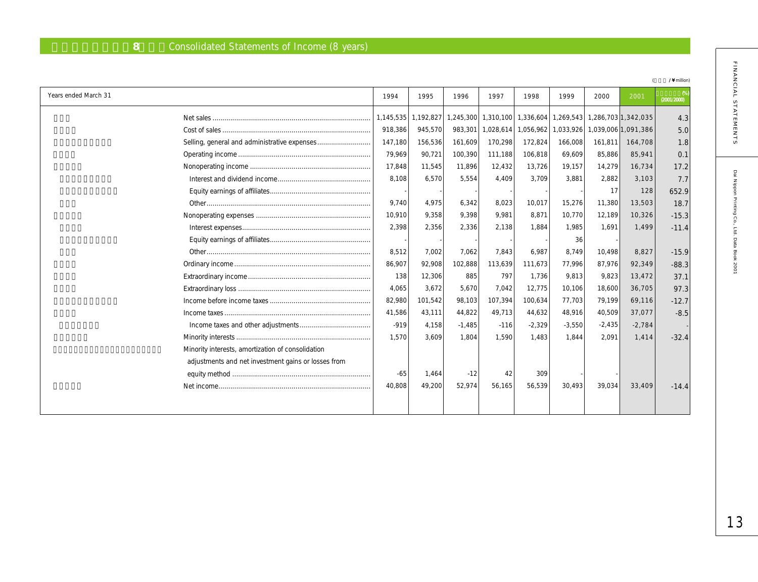# 8 Consolidated Statements of Income (8 years)

(¥ million)

| Years ended March 31 | 1994 | 1995 | 1996 | 1997 | 1998 | 1999 | 2000 | 2001 | (%) (2001/2000) |
|---|---|---|---|---|---|---|---|---|---|
| Net sales | 1,145,535 | 1,192,827 | 1,245,300 | 1,310,100 | 1,336,604 | 1,269,543 | 1,286,703 | 1,342,035 | 4.3 |
| Cost of sales | 918,386 | 945,570 | 983,301 | 1,028,614 | 1,056,962 | 1,033,926 | 1,039,006 | 1,091,386 | 5.0 |
| Selling, general and administrative expenses | 147,180 | 156,536 | 161,609 | 170,298 | 172,824 | 166,008 | 161,811 | 164,708 | 1.8 |
| Operating income | 79,969 | 90,721 | 100,390 | 111,188 | 106,818 | 69,609 | 85,886 | 85,941 | 0.1 |
| Nonoperating income | 17,848 | 11,545 | 11,896 | 12,432 | 13,726 | 19,157 | 14,279 | 16,734 | 17.2 |
| Interest and dividend income | 8,108 | 6,570 | 5,554 | 4,409 | 3,709 | 3,881 | 2,882 | 3,103 | 7.7 |
| Equity earnings of affiliates | - | - | - | - | - | - | 17 | 128 | 652.9 |
| Other | 9,740 | 4,975 | 6,342 | 8,023 | 10,017 | 15,276 | 11,380 | 13,503 | 18.7 |
| Nonoperating expenses | 10,910 | 9,358 | 9,398 | 9,981 | 8,871 | 10,770 | 12,189 | 10,326 | -15.3 |
| Interest expenses | 2,398 | 2,356 | 2,336 | 2,138 | 1,884 | 1,985 | 1,691 | 1,499 | -11.4 |
| Equity earnings of affiliates | - | - | - | - | - | 36 | - | | |
| Other | 8,512 | 7,002 | 7,062 | 7,843 | 6,987 | 8,749 | 10,498 | 8,827 | -15.9 |
| Ordinary income | 86,907 | 92,908 | 102,888 | 113,639 | 111,673 | 77,996 | 87,976 | 92,349 | -88.3 |
| Extraordinary income | 138 | 12,306 | 885 | 797 | 1,736 | 9,813 | 9,823 | 13,472 | 37.1 |
| Extraordinary loss | 4,065 | 3,672 | 5,670 | 7,042 | 12,775 | 10,106 | 18,600 | 36,705 | 97.3 |
| Income before income taxes | 82,980 | 101,542 | 98,103 | 107,394 | 100,634 | 77,703 | 79,199 | 69,116 | -12.7 |
| Income taxes | 41,586 | 43,111 | 44,822 | 49,713 | 44,632 | 48,916 | 40,509 | 37,077 | -8.5 |
| Income taxes and other adjustments | -919 | 4,158 | -1,485 | -116 | -2,329 | -3,550 | -2,435 | -2,784 | - |
| Minority interests | 1,570 | 3,609 | 1,804 | 1,590 | 1,483 | 1,844 | 2,091 | 1,414 | -32.4 |
| Minority interests, amortization of consolidation adjustments and net investment gains or losses from equity method | -65 | 1,464 | -12 | 42 | 309 | - | - | | |
| Net income | 40,808 | 49,200 | 52,974 | 56,165 | 56,539 | 30,493 | 39,034 | 33,409 | -14.4 |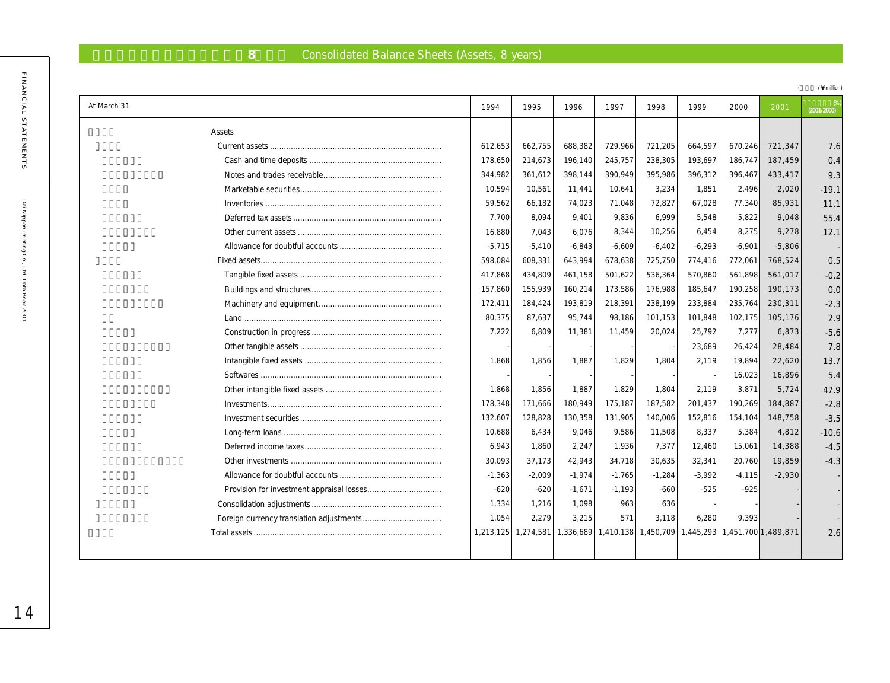## 8 Consolidated Balance Sheets (Assets, 8 years)

(¥million)

| At March 31 | 1994 | 1995 | 1996 | 1997 | 1998 | 1999 | 2000 | 2001 | (%) (2001/2000) |
|---|---|---|---|---|---|---|---|---|---|
| Assets | | | | | | | | | |
| Current assets | 612,653 | 662,755 | 688,382 | 729,966 | 721,205 | 664,597 | 670,246 | 721,347 | 7.6 |
| Cash and time deposits | 178,650 | 214,673 | 196,140 | 245,757 | 238,305 | 193,697 | 186,747 | 187,459 | 0.4 |
| Notes and trades receivable | 344,982 | 361,612 | 398,144 | 390,949 | 395,986 | 396,312 | 396,467 | 433,417 | 9.3 |
| Marketable securities | 10,594 | 10,561 | 11,441 | 10,641 | 3,234 | 1,851 | 2,496 | 2,020 | -19.1 |
| Inventories | 59,562 | 66,182 | 74,023 | 71,048 | 72,827 | 67,028 | 77,340 | 85,931 | 11.1 |
| Deferred tax assets | 7,700 | 8,094 | 9,401 | 9,836 | 6,999 | 5,548 | 5,822 | 9,048 | 55.4 |
| Other current assets | 16,880 | 7,043 | 6,076 | 8,344 | 10,256 | 6,454 | 8,275 | 9,278 | 12.1 |
| Allowance for doubtful accounts | -5,715 | -5,410 | -6,843 | -6,609 | -6,402 | -6,293 | -6,901 | -5,806 | - |
| Fixed assets | 598,084 | 608,331 | 643,994 | 678,638 | 725,750 | 774,416 | 772,061 | 768,524 | 0.5 |
| Tangible fixed assets | 417,868 | 434,809 | 461,158 | 501,622 | 536,364 | 570,860 | 561,898 | 561,017 | -0.2 |
| Buildings and structures | 157,860 | 155,939 | 160,214 | 173,586 | 176,988 | 185,647 | 190,258 | 190,173 | 0.0 |
| Machinery and equipment | 172,411 | 184,424 | 193,819 | 218,391 | 238,199 | 233,884 | 235,764 | 230,311 | -2.3 |
| Land | 80,375 | 87,637 | 95,744 | 98,186 | 101,153 | 101,848 | 102,175 | 105,176 | 2.9 |
| Construction in progress | 7,222 | 6,809 | 11,381 | 11,459 | 20,024 | 25,792 | 7,277 | 6,873 | -5.6 |
| Other tangible assets | - | - | - | - | - | 23,689 | 26,424 | 28,484 | 7.8 |
| Intangible fixed assets | 1,868 | 1,856 | 1,887 | 1,829 | 1,804 | 2,119 | 19,894 | 22,620 | 13.7 |
| Softwares | - | - | - | - | - | - | 16,023 | 16,896 | 5.4 |
| Other intangible fixed assets | 1,868 | 1,856 | 1,887 | 1,829 | 1,804 | 2,119 | 3,871 | 5,724 | 47.9 |
| Investments | 178,348 | 171,666 | 180,949 | 175,187 | 187,582 | 201,437 | 190,269 | 184,887 | -2.8 |
| Investment securities | 132,607 | 128,828 | 130,358 | 131,905 | 140,006 | 152,816 | 154,104 | 148,758 | -3.5 |
| Long-term loans | 10,688 | 6,434 | 9,046 | 9,586 | 11,508 | 8,337 | 5,384 | 4,812 | -10.6 |
| Deferred income taxes | 6,943 | 1,860 | 2,247 | 1,936 | 7,377 | 12,460 | 15,061 | 14,388 | -4.5 |
| Other investments | 30,093 | 37,173 | 42,943 | 34,718 | 30,635 | 32,341 | 20,760 | 19,859 | -4.3 |
| Allowance for doubtful accounts | -1,363 | -2,009 | -1,974 | -1,765 | -1,284 | -3,992 | -4,115 | -2,930 | - |
| Provision for investment appraisal losses | -620 | -620 | -1,671 | -1,193 | -660 | -525 | -925 | - | - |
| Consolidation adjustments | 1,334 | 1,216 | 1,098 | 963 | 636 | - | - | - | - |
| Foreign currency translation adjustments | 1,054 | 2,279 | 3,215 | 571 | 3,118 | 6,280 | 9,393 | - | - |
| Total assets | 1,213,125 | 1,274,581 | 1,336,689 | 1,410,138 | 1,450,709 | 1,445,293 | 1,451,700 | 1,489,871 | 2.6 |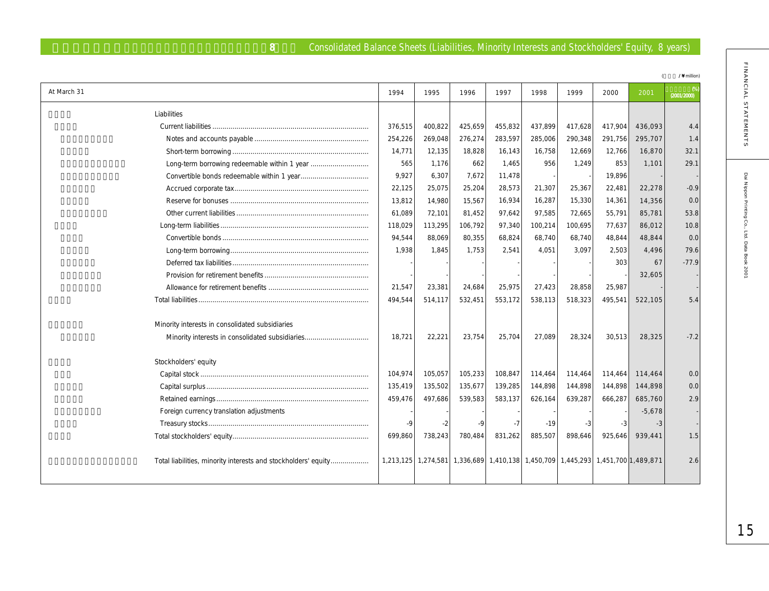## Consolidated Balance Sheets (Liabilities, Minority Interests and Stockholders' Equity, 8 years)

(¥ million)

| At March 31 | 1994 | 1995 | 1996 | 1997 | 1998 | 1999 | 2000 | 2001 | (%) (2001/2000) |
|---|---|---|---|---|---|---|---|---|---|
| **Liabilities** | | | | | | | | | |
| Current liabilities | 376,515 | 400,822 | 425,659 | 455,832 | 437,899 | 417,628 | 417,904 | 436,093 | 4.4 |
| Notes and accounts payable | 254,226 | 269,048 | 276,274 | 283,597 | 285,006 | 290,348 | 291,756 | 295,707 | 1.4 |
| Short-term borrowing | 14,771 | 12,135 | 18,828 | 16,143 | 16,758 | 12,669 | 12,766 | 16,870 | 32.1 |
| Long-term borrowing redeemable within 1 year | 565 | 1,176 | 662 | 1,465 | 956 | 1,249 | 853 | 1,101 | 29.1 |
| Convertible bonds redeemable within 1 year | 9,927 | 6,307 | 7,672 | 11,478 | - | - | 19,896 | - | - |
| Accrued corporate tax | 22,125 | 25,075 | 25,204 | 28,573 | 21,307 | 25,367 | 22,481 | 22,278 | -0.9 |
| Reserve for bonuses | 13,812 | 14,980 | 15,567 | 16,934 | 16,287 | 15,330 | 14,361 | 14,356 | 0.0 |
| Other current liabilities | 61,089 | 72,101 | 81,452 | 97,642 | 97,585 | 72,665 | 55,791 | 85,781 | 53.8 |
| Long-term liabilities | 118,029 | 113,295 | 106,792 | 97,340 | 100,214 | 100,695 | 77,637 | 86,012 | 10.8 |
| Convertible bonds | 94,544 | 88,069 | 80,355 | 68,824 | 68,740 | 68,740 | 48,844 | 48,844 | 0.0 |
| Long-term borrowing | 1,938 | 1,845 | 1,753 | 2,541 | 4,051 | 3,097 | 2,503 | 4,496 | 79.6 |
| Deferred tax liabilities | - | - | - | - | - | - | 303 | 67 | -77.9 |
| Provision for retirement benefits | - | - | - | - | - | - | - | 32,605 | - |
| Allowance for retirement benefits | 21,547 | 23,381 | 24,684 | 25,975 | 27,423 | 28,858 | 25,987 | - | - |
| Total liabilities | 494,544 | 514,117 | 532,451 | 553,172 | 538,113 | 518,323 | 495,541 | 522,105 | 5.4 |
| **Minority interests in consolidated subsidiaries** | | | | | | | | | |
| Minority interests in consolidated subsidiaries | 18,721 | 22,221 | 23,754 | 25,704 | 27,089 | 28,324 | 30,513 | 28,325 | -7.2 |
| **Stockholders' equity** | | | | | | | | | |
| Capital stock | 104,974 | 105,057 | 105,233 | 108,847 | 114,464 | 114,464 | 114,464 | 114,464 | 0.0 |
| Capital surplus | 135,419 | 135,502 | 135,677 | 139,285 | 144,898 | 144,898 | 144,898 | 144,898 | 0.0 |
| Retained earnings | 459,476 | 497,686 | 539,583 | 583,137 | 626,164 | 639,287 | 666,287 | 685,760 | 2.9 |
| Foreign currency translation adjustments | - | - | - | - | - | - | - | -5,678 | - |
| Treasury stocks | -9 | -2 | -9 | -7 | -19 | -3 | -3 | -3 | - |
| Total stockholders' equity | 699,860 | 738,243 | 780,484 | 831,262 | 885,507 | 898,646 | 925,646 | 939,441 | 1.5 |
| Total liabilities, minority interests and stockholders' equity | 1,213,125 | 1,274,581 | 1,336,689 | 1,410,138 | 1,450,709 | 1,445,293 | 1,451,700 | 1,489,871 | 2.6 |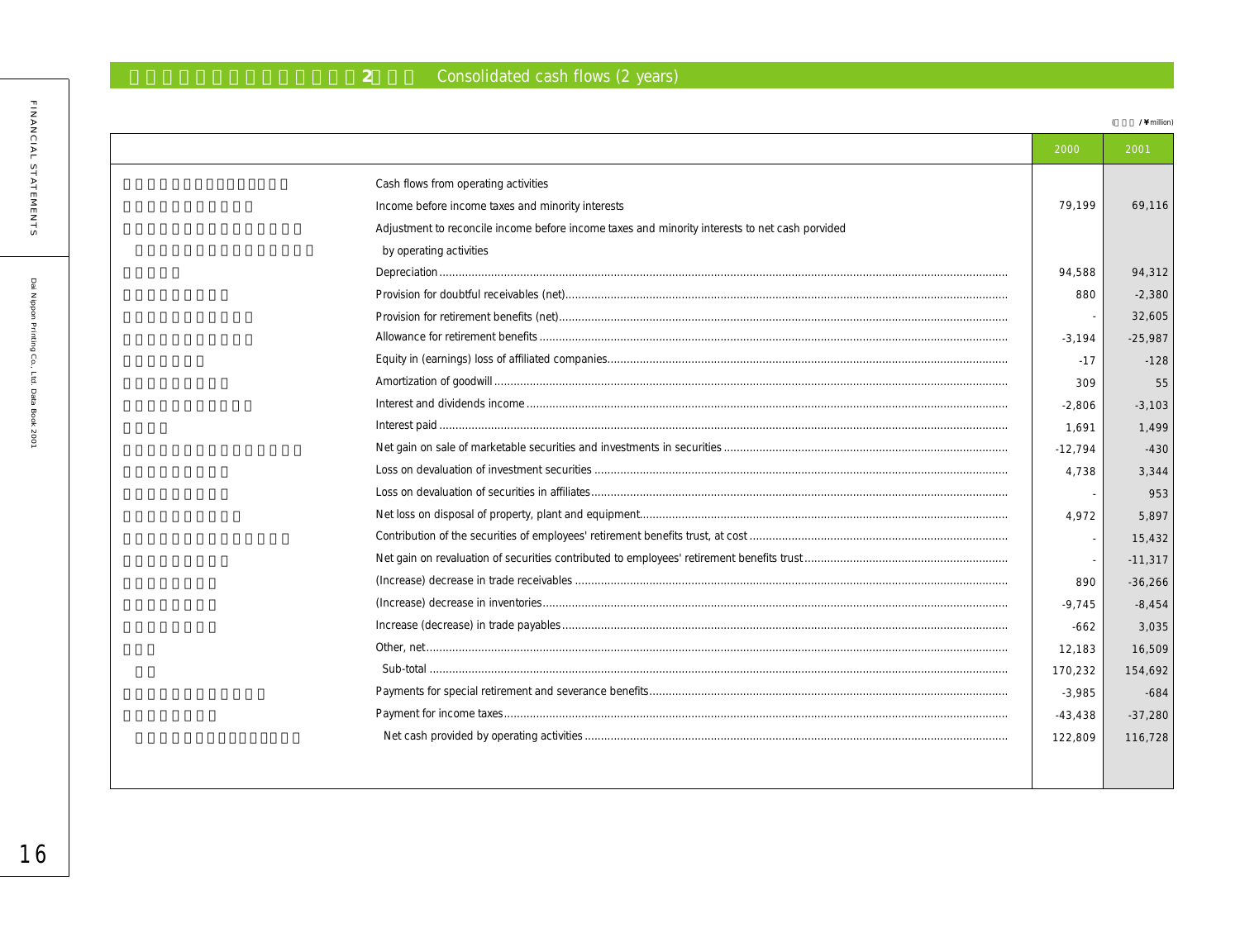## 2 Consolidated cash flows (2 years)

(¥million)

| | 2000 | 2001 |
|---|---|---|
| Cash flows from operating activities | | |
| Income before income taxes and minority interests | 79,199 | 69,116 |
| Adjustment to reconcile income before income taxes and minority interests to net cash porvided by operating activities | | |
| Depreciation | 94,588 | 94,312 |
| Provision for doubtful receivables (net) | 880 | -2,380 |
| Provision for retirement benefits (net) | - | 32,605 |
| Allowance for retirement benefits | -3,194 | -25,987 |
| Equity in (earnings) loss of affiliated companies | -17 | -128 |
| Amortization of goodwill | 309 | 55 |
| Interest and dividends income | -2,806 | -3,103 |
| Interest paid | 1,691 | 1,499 |
| Net gain on sale of marketable securities and investments in securities | -12,794 | -430 |
| Loss on devaluation of investment securities | 4,738 | 3,344 |
| Loss on devaluation of securities in affiliates | - | 953 |
| Net loss on disposal of property, plant and equipment | 4,972 | 5,897 |
| Contribution of the securities of employees' retirement benefits trust, at cost | - | 15,432 |
| Net gain on revaluation of securities contributed to employees' retirement benefits trust | - | -11,317 |
| (Increase) decrease in trade receivables | 890 | -36,266 |
| (Increase) decrease in inventories | -9,745 | -8,454 |
| Increase (decrease) in trade payables | -662 | 3,035 |
| Other, net | 12,183 | 16,509 |
| Sub-total | 170,232 | 154,692 |
| Payments for special retirement and severance benefits | -3,985 | -684 |
| Payment for income taxes | -43,438 | -37,280 |
| Net cash provided by operating activities | 122,809 | 116,728 |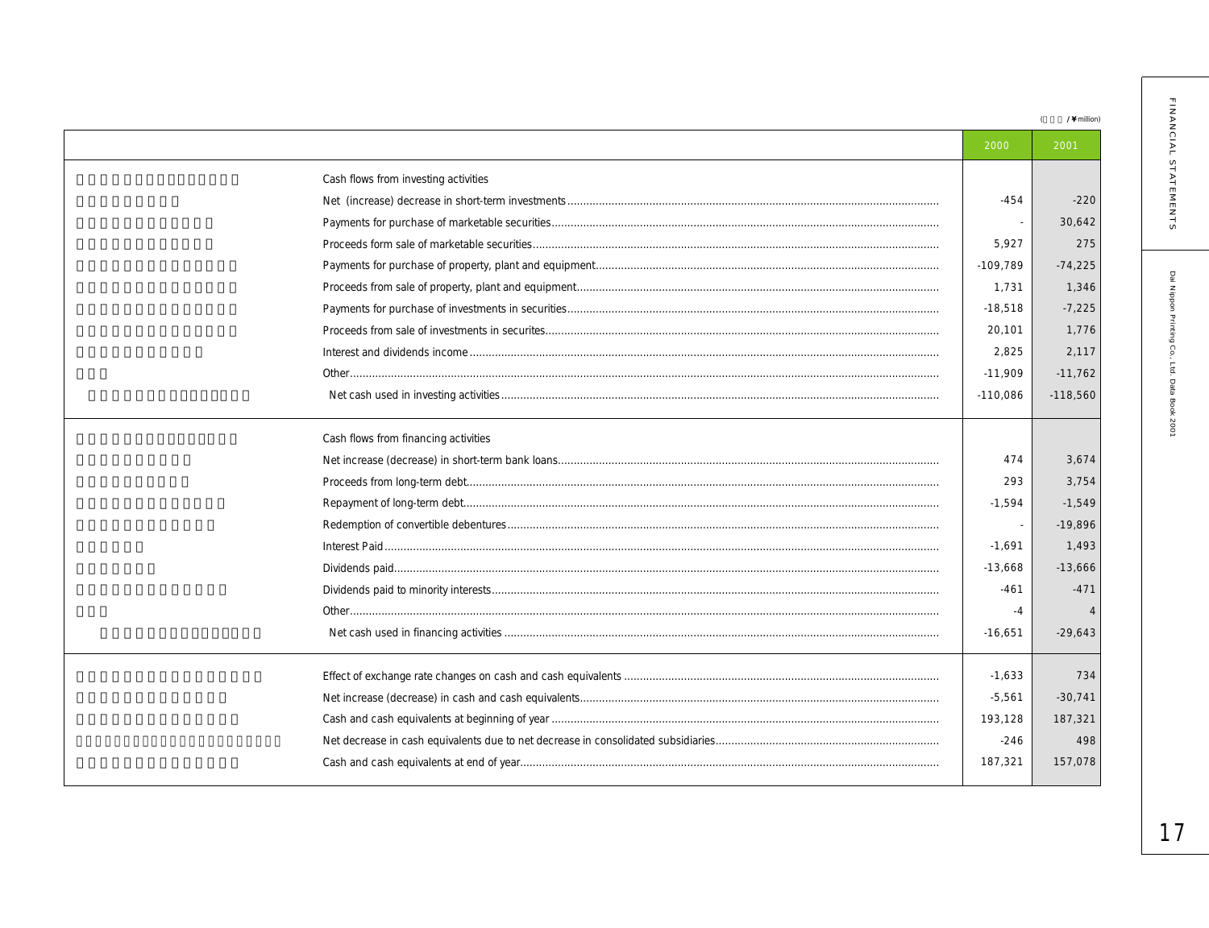(¥ million)

| | 2000 | 2001 |
|---|---|---|
| **Cash flows from investing activities** | | |
| Net (increase) decrease in short-term investments | -454 | -220 |
| Payments for purchase of marketable securities | - | 30,642 |
| Proceeds form sale of marketable securities | 5,927 | 275 |
| Payments for purchase of property, plant and equipment | -109,789 | -74,225 |
| Proceeds from sale of property, plant and equipment | 1,731 | 1,346 |
| Payments for purchase of investments in securities | -18,518 | -7,225 |
| Proceeds from sale of investments in securites | 20,101 | 1,776 |
| Interest and dividends income | 2,825 | 2,117 |
| Other | -11,909 | -11,762 |
| Net cash used in investing activities | -110,086 | -118,560 |
| **Cash flows from financing activities** | | |
| Net increase (decrease) in short-term bank loans | 474 | 3,674 |
| Proceeds from long-term debt | 293 | 3,754 |
| Repayment of long-term debt | -1,594 | -1,549 |
| Redemption of convertible debentures | - | -19,896 |
| Interest Paid | -1,691 | 1,493 |
| Dividends paid | -13,668 | -13,666 |
| Dividends paid to minority interests | -461 | -471 |
| Other | -4 | 4 |
| Net cash used in financing activities | -16,651 | -29,643 |
| Effect of exchange rate changes on cash and cash equivalents | -1,633 | 734 |
| Net increase (decrease) in cash and cash equivalents | -5,561 | -30,741 |
| Cash and cash equivalents at beginning of year | 193,128 | 187,321 |
| Net decrease in cash equivalents due to net decrease in consolidated subsidiaries | -246 | 498 |
| Cash and cash equivalents at end of year | 187,321 | 157,078 |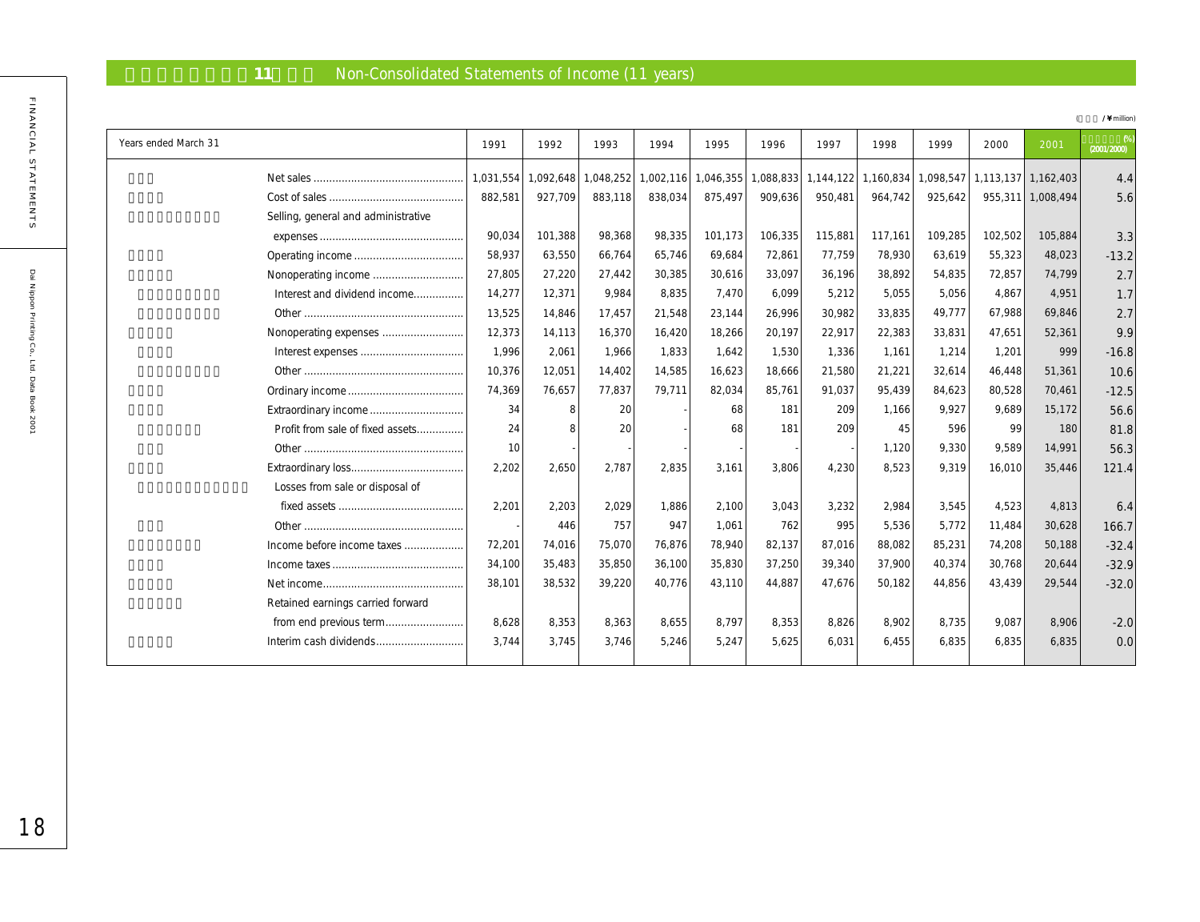## 11 Non-Consolidated Statements of Income (11 years)

(¥ million)

| Years ended March 31 | 1991 | 1992 | 1993 | 1994 | 1995 | 1996 | 1997 | 1998 | 1999 | 2000 | 2001 | (%) (2001/2000) |
|---|---|---|---|---|---|---|---|---|---|---|---|---|
| Net sales | 1,031,554 | 1,092,648 | 1,048,252 | 1,002,116 | 1,046,355 | 1,088,833 | 1,144,122 | 1,160,834 | 1,098,547 | 1,113,137 | 1,162,403 | 4.4 |
| Cost of sales | 882,581 | 927,709 | 883,118 | 838,034 | 875,497 | 909,636 | 950,481 | 964,742 | 925,642 | 955,311 | 1,008,494 | 5.6 |
| Selling, general and administrative expenses | 90,034 | 101,388 | 98,368 | 98,335 | 101,173 | 106,335 | 115,881 | 117,161 | 109,285 | 102,502 | 105,884 | 3.3 |
| Operating income | 58,937 | 63,550 | 66,764 | 65,746 | 69,684 | 72,861 | 77,759 | 78,930 | 63,619 | 55,323 | 48,023 | -13.2 |
| Nonoperating income | 27,805 | 27,220 | 27,442 | 30,385 | 30,616 | 33,097 | 36,196 | 38,892 | 54,835 | 72,857 | 74,799 | 2.7 |
| Interest and dividend income | 14,277 | 12,371 | 9,984 | 8,835 | 7,470 | 6,099 | 5,212 | 5,055 | 5,056 | 4,867 | 4,951 | 1.7 |
| Other | 13,525 | 14,846 | 17,457 | 21,548 | 23,144 | 26,996 | 30,982 | 33,835 | 49,777 | 67,988 | 69,846 | 2.7 |
| Nonoperating expenses | 12,373 | 14,113 | 16,370 | 16,420 | 18,266 | 20,197 | 22,917 | 22,383 | 33,831 | 47,651 | 52,361 | 9.9 |
| Interest expenses | 1,996 | 2,061 | 1,966 | 1,833 | 1,642 | 1,530 | 1,336 | 1,161 | 1,214 | 1,201 | 999 | -16.8 |
| Other | 10,376 | 12,051 | 14,402 | 14,585 | 16,623 | 18,666 | 21,580 | 21,221 | 32,614 | 46,448 | 51,361 | 10.6 |
| Ordinary income | 74,369 | 76,657 | 77,837 | 79,711 | 82,034 | 85,761 | 91,037 | 95,439 | 84,623 | 80,528 | 70,461 | -12.5 |
| Extraordinary income | 34 | 8 | 20 | - | 68 | 181 | 209 | 1,166 | 9,927 | 9,689 | 15,172 | 56.6 |
| Profit from sale of fixed assets | 24 | 8 | 20 | - | 68 | 181 | 209 | 45 | 596 | 99 | 180 | 81.8 |
| Other | 10 | - | - | - | - | - | - | 1,120 | 9,330 | 9,589 | 14,991 | 56.3 |
| Extraordinary loss | 2,202 | 2,650 | 2,787 | 2,835 | 3,161 | 3,806 | 4,230 | 8,523 | 9,319 | 16,010 | 35,446 | 121.4 |
| Losses from sale or disposal of fixed assets | 2,201 | 2,203 | 2,029 | 1,886 | 2,100 | 3,043 | 3,232 | 2,984 | 3,545 | 4,523 | 4,813 | 6.4 |
| Other | - | 446 | 757 | 947 | 1,061 | 762 | 995 | 5,536 | 5,772 | 11,484 | 30,628 | 166.7 |
| Income before income taxes | 72,201 | 74,016 | 75,070 | 76,876 | 78,940 | 82,137 | 87,016 | 88,082 | 85,231 | 74,208 | 50,188 | -32.4 |
| Income taxes | 34,100 | 35,483 | 35,850 | 36,100 | 35,830 | 37,250 | 39,340 | 37,900 | 40,374 | 30,768 | 20,644 | -32.9 |
| Net income | 38,101 | 38,532 | 39,220 | 40,776 | 43,110 | 44,887 | 47,676 | 50,182 | 44,856 | 43,439 | 29,544 | -32.0 |
| Retained earnings carried forward from end previous term | 8,628 | 8,353 | 8,363 | 8,655 | 8,797 | 8,353 | 8,826 | 8,902 | 8,735 | 9,087 | 8,906 | -2.0 |
| Interim cash dividends | 3,744 | 3,745 | 3,746 | 5,246 | 5,247 | 5,625 | 6,031 | 6,455 | 6,835 | 6,835 | 6,835 | 0.0 |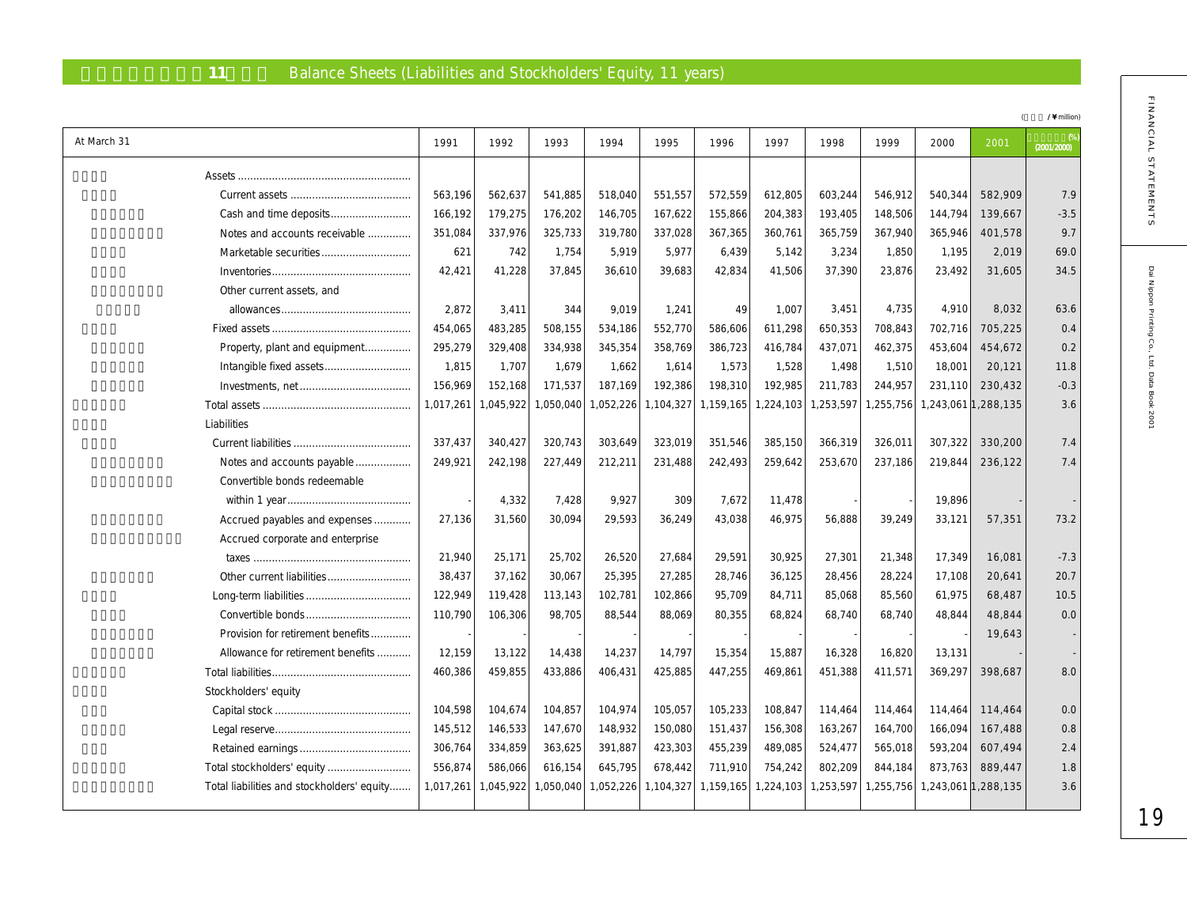## 11 Balance Sheets (Liabilities and Stockholders' Equity, 11 years)

( / ¥million)

| At March 31 | 1991 | 1992 | 1993 | 1994 | 1995 | 1996 | 1997 | 1998 | 1999 | 2000 | 2001 | (%) (2001/2000) |
|---|---|---|---|---|---|---|---|---|---|---|---|---|
| Assets | | | | | | | | | | | | |
| Current assets | 563,196 | 562,637 | 541,885 | 518,040 | 551,557 | 572,559 | 612,805 | 603,244 | 546,912 | 540,344 | 582,909 | 7.9 |
| Cash and time deposits | 166,192 | 179,275 | 176,202 | 146,705 | 167,622 | 155,866 | 204,383 | 193,405 | 148,506 | 144,794 | 139,667 | -3.5 |
| Notes and accounts receivable | 351,084 | 337,976 | 325,733 | 319,780 | 337,028 | 367,365 | 360,761 | 365,759 | 367,940 | 365,946 | 401,578 | 9.7 |
| Marketable securities | 621 | 742 | 1,754 | 5,919 | 5,977 | 6,439 | 5,142 | 3,234 | 1,850 | 1,195 | 2,019 | 69.0 |
| Inventories | 42,421 | 41,228 | 37,845 | 36,610 | 39,683 | 42,834 | 41,506 | 37,390 | 23,876 | 23,492 | 31,605 | 34.5 |
| Other current assets, and allowances | 2,872 | 3,411 | 344 | 9,019 | 1,241 | 49 | 1,007 | 3,451 | 4,735 | 4,910 | 8,032 | 63.6 |
| Fixed assets | 454,065 | 483,285 | 508,155 | 534,186 | 552,770 | 586,606 | 611,298 | 650,353 | 708,843 | 702,716 | 705,225 | 0.4 |
| Property, plant and equipment | 295,279 | 329,408 | 334,938 | 345,354 | 358,769 | 386,723 | 416,784 | 437,071 | 462,375 | 453,604 | 454,672 | 0.2 |
| Intangible fixed assets | 1,815 | 1,707 | 1,679 | 1,662 | 1,614 | 1,573 | 1,528 | 1,498 | 1,510 | 18,001 | 20,121 | 11.8 |
| Investments, net | 156,969 | 152,168 | 171,537 | 187,169 | 192,386 | 198,310 | 192,985 | 211,783 | 244,957 | 231,110 | 230,432 | -0.3 |
| Total assets | 1,017,261 | 1,045,922 | 1,050,040 | 1,052,226 | 1,104,327 | 1,159,165 | 1,224,103 | 1,253,597 | 1,255,756 | 1,243,061 | 1,288,135 | 3.6 |
| Liabilities | | | | | | | | | | | | |
| Current liabilities | 337,437 | 340,427 | 320,743 | 303,649 | 323,019 | 351,546 | 385,150 | 366,319 | 326,011 | 307,322 | 330,200 | 7.4 |
| Notes and accounts payable | 249,921 | 242,198 | 227,449 | 212,211 | 231,488 | 242,493 | 259,642 | 253,670 | 237,186 | 219,844 | 236,122 | 7.4 |
| Convertible bonds redeemable within 1 year | - | 4,332 | 7,428 | 9,927 | 309 | 7,672 | 11,478 | - | - | 19,896 | - | - |
| Accrued payables and expenses | 27,136 | 31,560 | 30,094 | 29,593 | 36,249 | 43,038 | 46,975 | 56,888 | 39,249 | 33,121 | 57,351 | 73.2 |
| Accrued corporate and enterprise taxes | 21,940 | 25,171 | 25,702 | 26,520 | 27,684 | 29,591 | 30,925 | 27,301 | 21,348 | 17,349 | 16,081 | -7.3 |
| Other current liabilities | 38,437 | 37,162 | 30,067 | 25,395 | 27,285 | 28,746 | 36,125 | 28,456 | 28,224 | 17,108 | 20,641 | 20.7 |
| Long-term liabilities | 122,949 | 119,428 | 113,143 | 102,781 | 102,866 | 95,709 | 84,711 | 85,068 | 85,560 | 61,975 | 68,487 | 10.5 |
| Convertible bonds | 110,790 | 106,306 | 98,705 | 88,544 | 88,069 | 80,355 | 68,824 | 68,740 | 68,740 | 48,844 | 48,844 | 0.0 |
| Provision for retirement benefits | - | - | - | - | - | - | - | - | - | - | 19,643 | - |
| Allowance for retirement benefits | 12,159 | 13,122 | 14,438 | 14,237 | 14,797 | 15,354 | 15,887 | 16,328 | 16,820 | 13,131 | - | - |
| Total liabilities | 460,386 | 459,855 | 433,886 | 406,431 | 425,885 | 447,255 | 469,861 | 451,388 | 411,571 | 369,297 | 398,687 | 8.0 |
| Stockholders' equity | | | | | | | | | | | | |
| Capital stock | 104,598 | 104,674 | 104,857 | 104,974 | 105,057 | 105,233 | 108,847 | 114,464 | 114,464 | 114,464 | 114,464 | 0.0 |
| Legal reserve | 145,512 | 146,533 | 147,670 | 148,932 | 150,080 | 151,437 | 156,308 | 163,267 | 164,700 | 166,094 | 167,488 | 0.8 |
| Retained earnings | 306,764 | 334,859 | 363,625 | 391,887 | 423,303 | 455,239 | 489,085 | 524,477 | 565,018 | 593,204 | 607,494 | 2.4 |
| Total stockholders' equity | 556,874 | 586,066 | 616,154 | 645,795 | 678,442 | 711,910 | 754,242 | 802,209 | 844,184 | 873,763 | 889,447 | 1.8 |
| Total liabilities and stockholders' equity | 1,017,261 | 1,045,922 | 1,050,040 | 1,052,226 | 1,104,327 | 1,159,165 | 1,224,103 | 1,253,597 | 1,255,756 | 1,243,061 | 1,288,135 | 3.6 |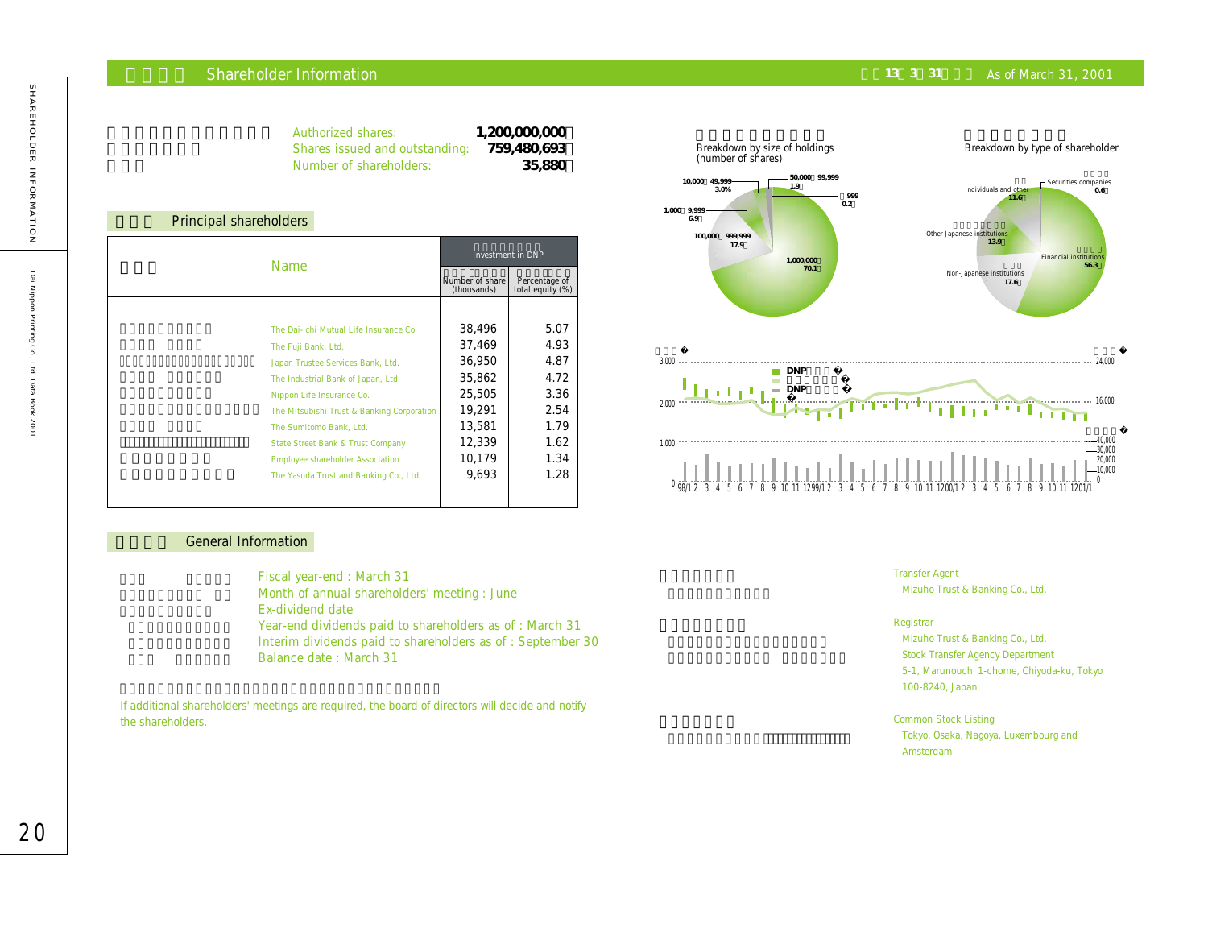## Shareholder Information

As of March 31, 2001

| | |
|---|---|
| Authorized shares: | 1,200,000,000 |
| Shares issued and outstanding: | 759,480,693 |
| Number of shareholders: | 35,880 |

### Principal shareholders

| Name | Investment in DNP: Number of share (thousands) | Investment in DNP: Percentage of total equity (%) |
|---|---|---|
| The Dai-ichi Mutual Life Insurance Co. | 38,496 | 5.07 |
| The Fuji Bank, Ltd. | 37,469 | 4.93 |
| Japan Trustee Services Bank, Ltd. | 36,950 | 4.87 |
| The Industrial Bank of Japan, Ltd. | 35,862 | 4.72 |
| Nippon Life Insurance Co. | 25,505 | 3.36 |
| The Mitsubishi Trust & Banking Corporation | 19,291 | 2.54 |
| The Sumitomo Bank, Ltd. | 13,581 | 1.79 |
| State Street Bank & Trust Company | 12,339 | 1.62 |
| Employee shareholder Association | 10,179 | 1.34 |
| The Yasuda Trust and Banking Co., Ltd, | 9,693 | 1.28 |

Breakdown by size of holdings (number of shares)

- 1,000,000– : 70.1%
- 100,000–999,999: 17.9%
- 1,000–9,999: 6.9%
- 10,000–49,999: 3.0%
- 50,000–99,999: 1.9%
- –999: 0.2%

Breakdown by type of shareholder

- Financial institutions: 56.3%
- Non-Japanese institutions: 17.6%
- Other Japanese institutions: 13.9%
- Individuals and other: 11.6%
- Securities companies: 0.6%

### General Information

Fiscal year-end : March 31
Month of annual shareholders' meeting : June
Ex-dividend date
Year-end dividends paid to shareholders as of : March 31
Interim dividends paid to shareholders as of : September 30
Balance date : March 31

If additional shareholders' meetings are required, the board of directors will decide and notify the shareholders.

Transfer Agent
Mizuho Trust & Banking Co., Ltd.

Registrar
Mizuho Trust & Banking Co., Ltd.
Stock Transfer Agency Department
5-1, Marunouchi 1-chome, Chiyoda-ku, Tokyo
100-8240, Japan

Common Stock Listing
Tokyo, Osaka, Nagoya, Luxembourg and Amsterdam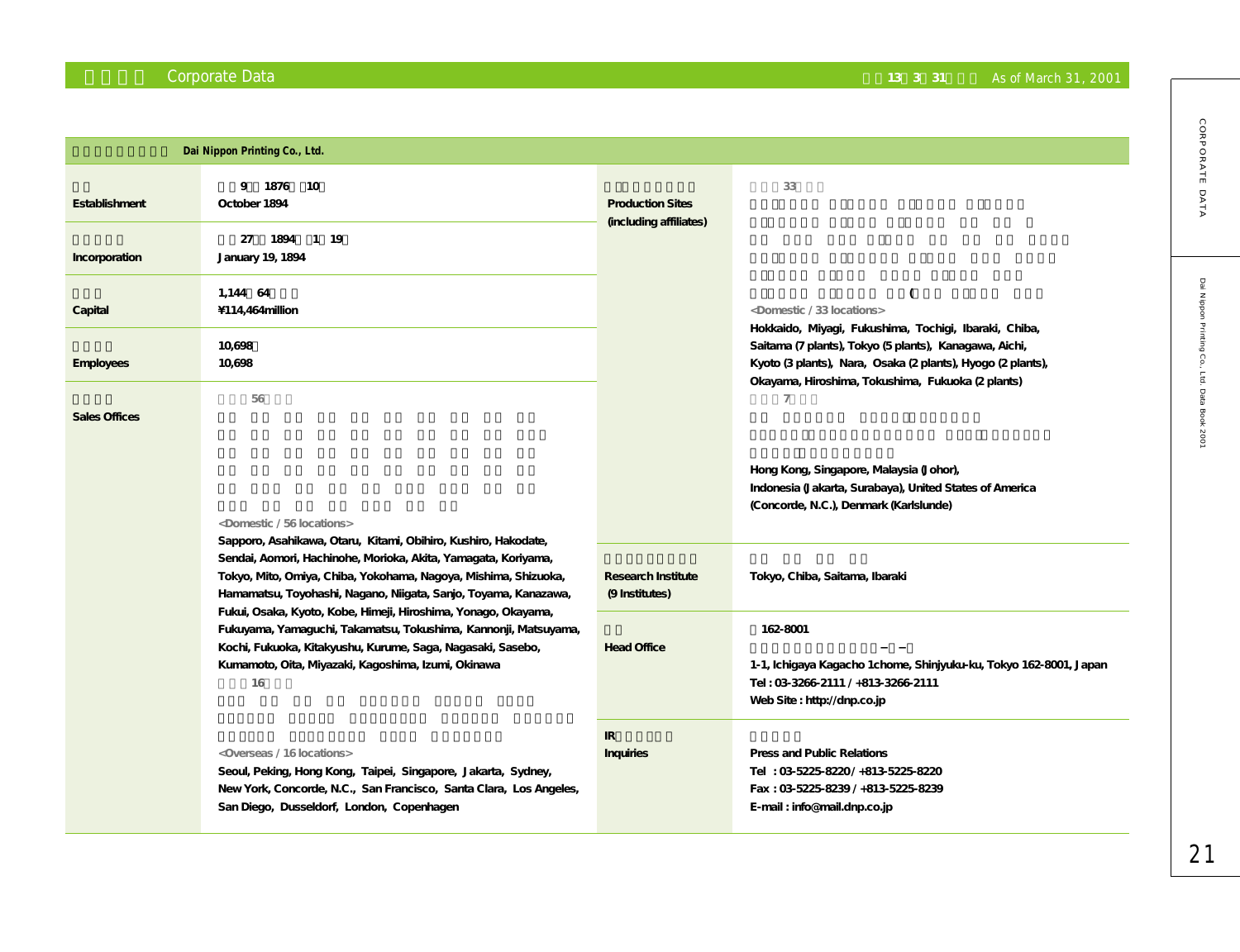# Corporate Data

As of March 31, 2001

**Dai Nippon Printing Co., Ltd.**

| | |
|---|---|
| **Establishment** | October 1894 |
| **Incorporation** | January 19, 1894 |
| **Capital** | ¥114,464million |
| **Employees** | 10,698 |
| **Sales Offices** | <Domestic / 56 locations> Sapporo, Asahikawa, Otaru, Kitami, Obihiro, Kushiro, Hakodate, Sendai, Aomori, Hachinohe, Morioka, Akita, Yamagata, Koriyama, Tokyo, Mito, Omiya, Chiba, Yokohama, Nagoya, Mishima, Shizuoka, Hamamatsu, Toyohashi, Nagano, Niigata, Sanjo, Toyama, Kanazawa, Fukui, Osaka, Kyoto, Kobe, Himeji, Hiroshima, Yonago, Okayama, Fukuyama, Yamaguchi, Takamatsu, Tokushima, Kannonji, Matsuyama, Kochi, Fukuoka, Kitakyushu, Kurume, Saga, Nagasaki, Sasebo, Kumamoto, Oita, Miyazaki, Kagoshima, Izumi, Okinawa<br><Overseas / 16 locations> Seoul, Peking, Hong Kong, Taipei, Singapore, Jakarta, Sydney, New York, Concorde, N.C., San Francisco, Santa Clara, Los Angeles, San Diego, Dusseldorf, London, Copenhagen |
| **Production Sites (including affiliates)** | <Domestic / 33 locations> Hokkaido, Miyagi, Fukushima, Tochigi, Ibaraki, Chiba, Saitama (7 plants), Tokyo (5 plants), Kanagawa, Aichi, Kyoto (3 plants), Nara, Osaka (2 plants), Hyogo (2 plants), Okayama, Hiroshima, Tokushima, Fukuoka (2 plants)<br><Overseas / 7 locations> Hong Kong, Singapore, Malaysia (Johor), Indonesia (Jakarta, Surabaya), United States of America (Concorde, N.C.), Denmark (Karlslunde) |
| **Research Institute (9 Institutes)** | Tokyo, Chiba, Saitama, Ibaraki |
| **Head Office** | 162-8001<br>1-1, Ichigaya Kagacho 1chome, Shinjyuku-ku, Tokyo 162-8001, Japan<br>Tel : 03-3266-2111 / +813-3266-2111<br>Web Site : http://dnp.co.jp |
| **IR Inquiries** | Press and Public Relations<br>Tel : 03-5225-8220 / +813-5225-8220<br>Fax : 03-5225-8239 / +813-5225-8239<br>E-mail : info@mail.dnp.co.jp |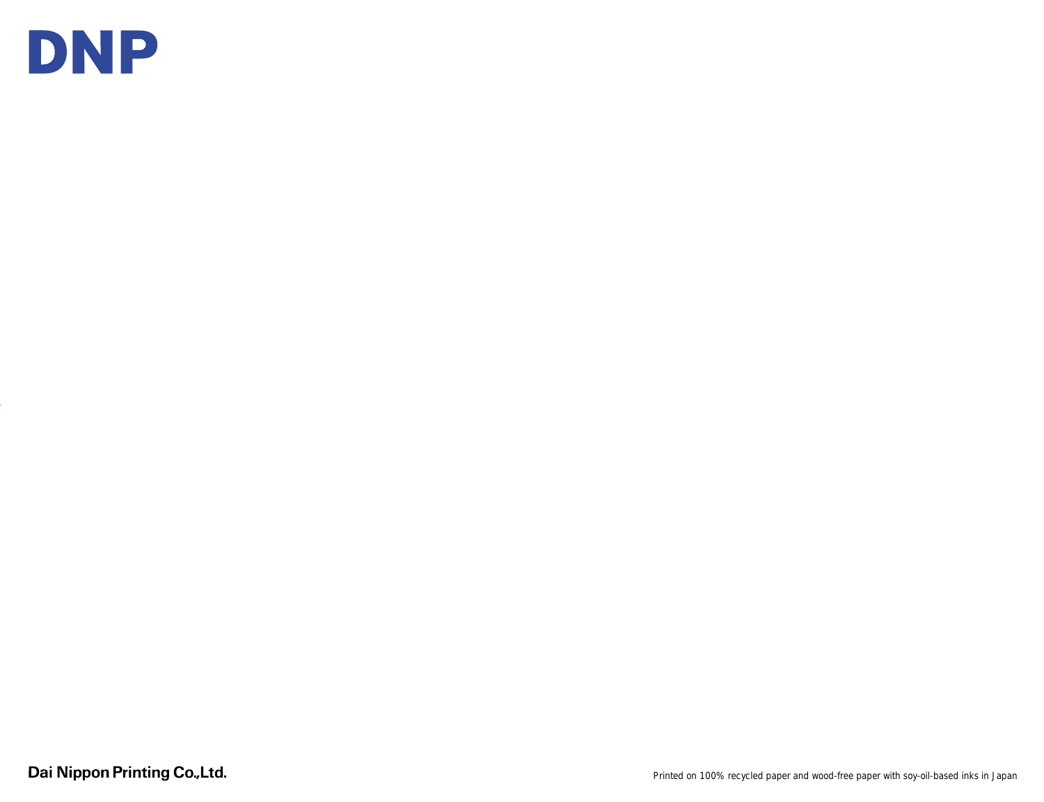# DNP

**Dai Nippon Printing Co.,Ltd.**

Printed on 100% recycled paper and wood-free paper with soy-oil-based inks in Japan